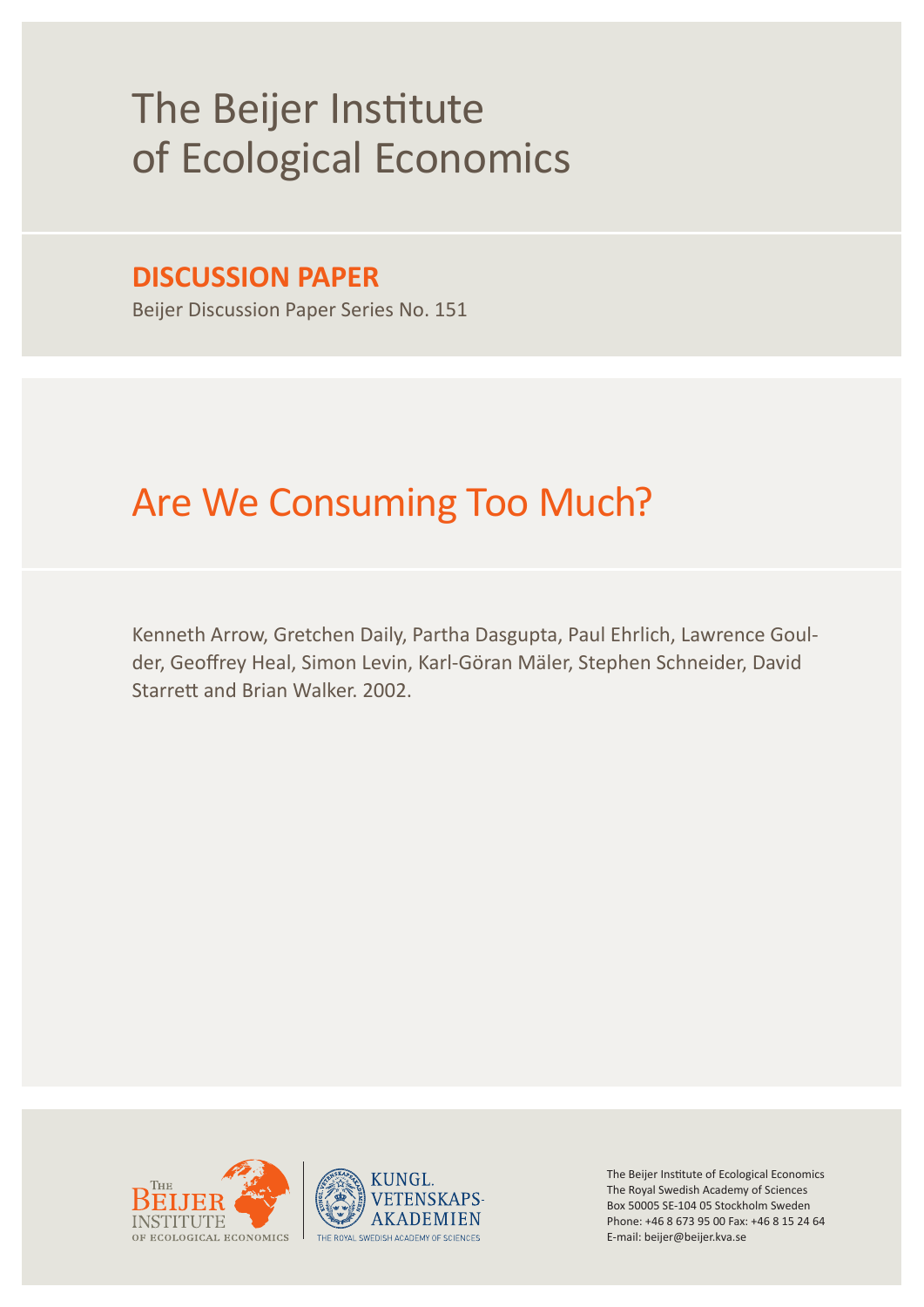# The Beijer Institute of Ecological Economics

## DISCUSSION PAPER

Beijer Discussion Paper Series No. 151

# Are We Consuming Too Much?

Kenneth Arrow, Gretchen Daily, Partha Dasgupta, Paul Ehrlich, Lawrence Goulder, Geoffrey Heal, Simon Levin, Karl-Göran Mäler, Stephen Schneider, David Starrett and Brian Walker. 2002.

The Beijer Institute of Ecological Economics
The Royal Swedish Academy of Sciences
Box 50005 SE-104 05 Stockholm Sweden
Phone: +46 8 673 95 00 Fax: +46 8 15 24 64
E-mail: beijer@beijer.kva.se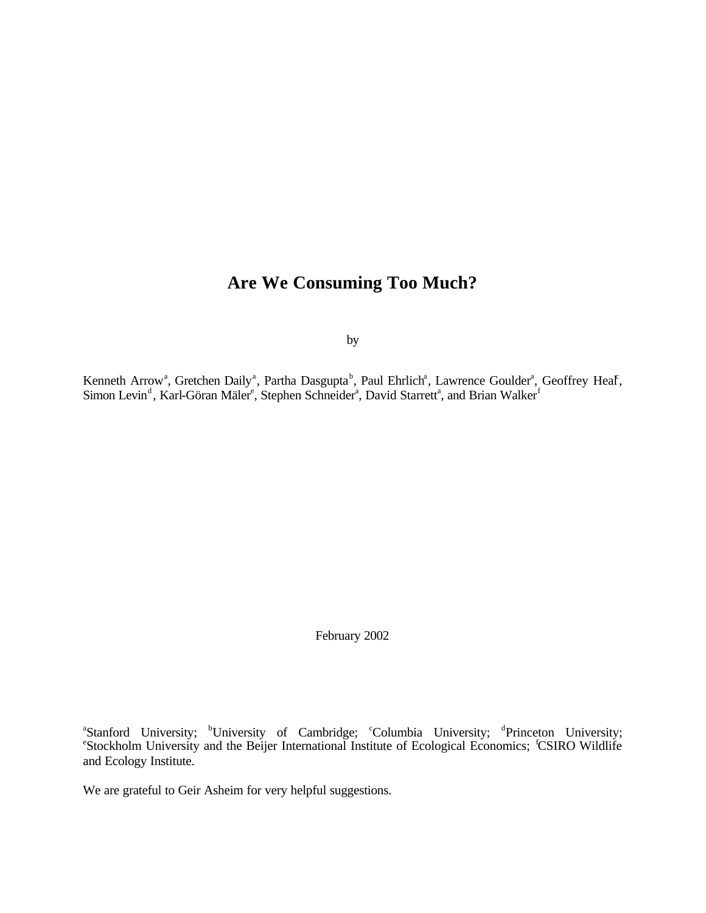# Are We Consuming Too Much?

by

Kenneth Arrow[a], Gretchen Daily[a], Partha Dasgupta[b], Paul Ehrlich[a], Lawrence Goulder[a], Geoffrey Heal[c], Simon Levin[d], Karl-Göran Mäler[e], Stephen Schneider[a], David Starrett[a], and Brian Walker[f]

February 2002

[a]Stanford University; [b]University of Cambridge; [c]Columbia University; [d]Princeton University; [e]Stockholm University and the Beijer International Institute of Ecological Economics; [f]CSIRO Wildlife and Ecology Institute.

We are grateful to Geir Asheim for very helpful suggestions.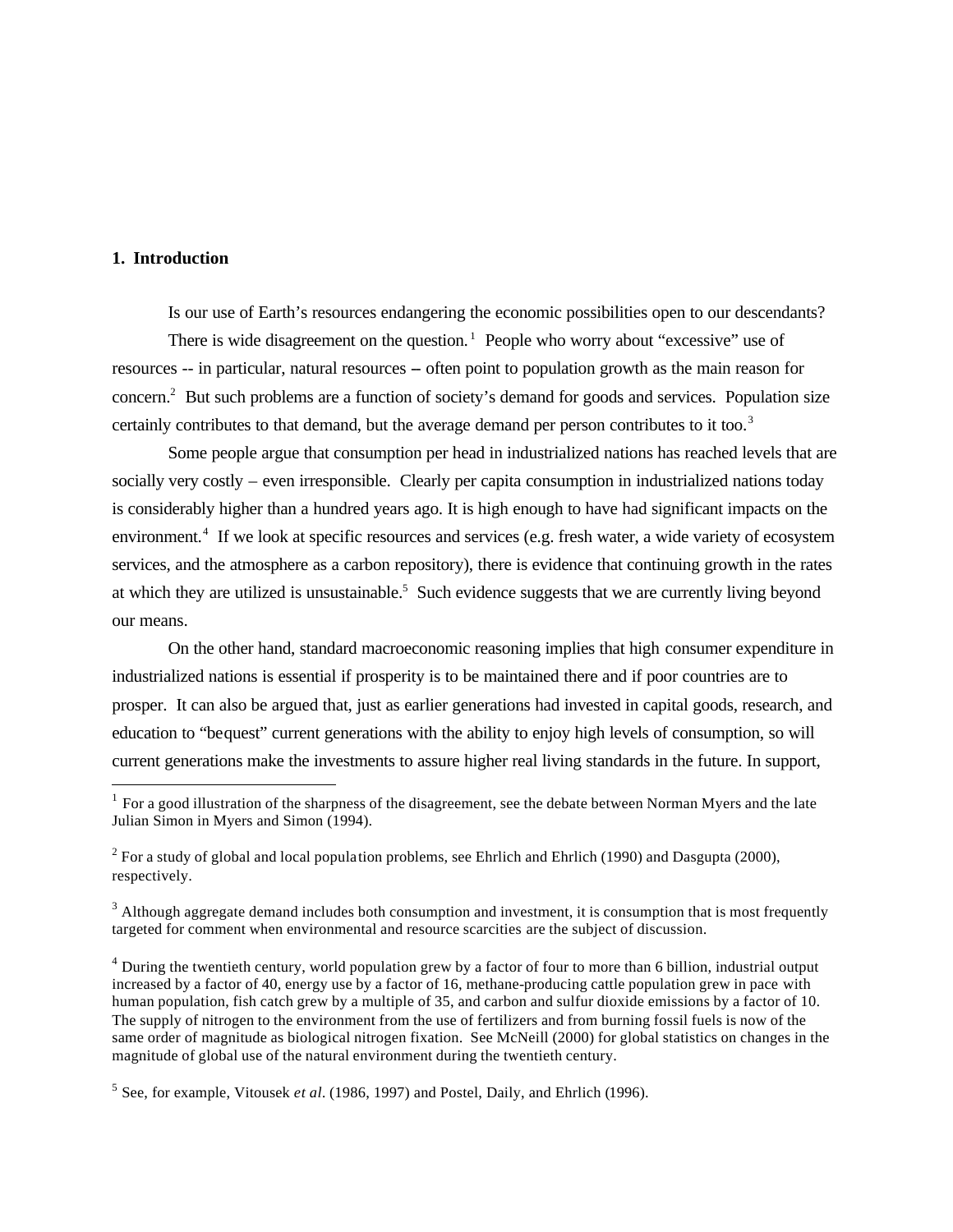## 1. Introduction

Is our use of Earth's resources endangering the economic possibilities open to our descendants?

There is wide disagreement on the question.[1] People who worry about "excessive" use of resources -- in particular, natural resources – often point to population growth as the main reason for concern.[2] But such problems are a function of society's demand for goods and services. Population size certainly contributes to that demand, but the average demand per person contributes to it too.[3]

Some people argue that consumption per head in industrialized nations has reached levels that are socially very costly – even irresponsible. Clearly per capita consumption in industrialized nations today is considerably higher than a hundred years ago. It is high enough to have had significant impacts on the environment.[4] If we look at specific resources and services (e.g. fresh water, a wide variety of ecosystem services, and the atmosphere as a carbon repository), there is evidence that continuing growth in the rates at which they are utilized is unsustainable.[5] Such evidence suggests that we are currently living beyond our means.

On the other hand, standard macroeconomic reasoning implies that high consumer expenditure in industrialized nations is essential if prosperity is to be maintained there and if poor countries are to prosper. It can also be argued that, just as earlier generations had invested in capital goods, research, and education to "bequest" current generations with the ability to enjoy high levels of consumption, so will current generations make the investments to assure higher real living standards in the future. In support,

---

[1] For a good illustration of the sharpness of the disagreement, see the debate between Norman Myers and the late Julian Simon in Myers and Simon (1994).

[2] For a study of global and local population problems, see Ehrlich and Ehrlich (1990) and Dasgupta (2000), respectively.

[3] Although aggregate demand includes both consumption and investment, it is consumption that is most frequently targeted for comment when environmental and resource scarcities are the subject of discussion.

[4] During the twentieth century, world population grew by a factor of four to more than 6 billion, industrial output increased by a factor of 40, energy use by a factor of 16, methane-producing cattle population grew in pace with human population, fish catch grew by a multiple of 35, and carbon and sulfur dioxide emissions by a factor of 10. The supply of nitrogen to the environment from the use of fertilizers and from burning fossil fuels is now of the same order of magnitude as biological nitrogen fixation. See McNeill (2000) for global statistics on changes in the magnitude of global use of the natural environment during the twentieth century.

[5] See, for example, Vitousek *et al*. (1986, 1997) and Postel, Daily, and Ehrlich (1996).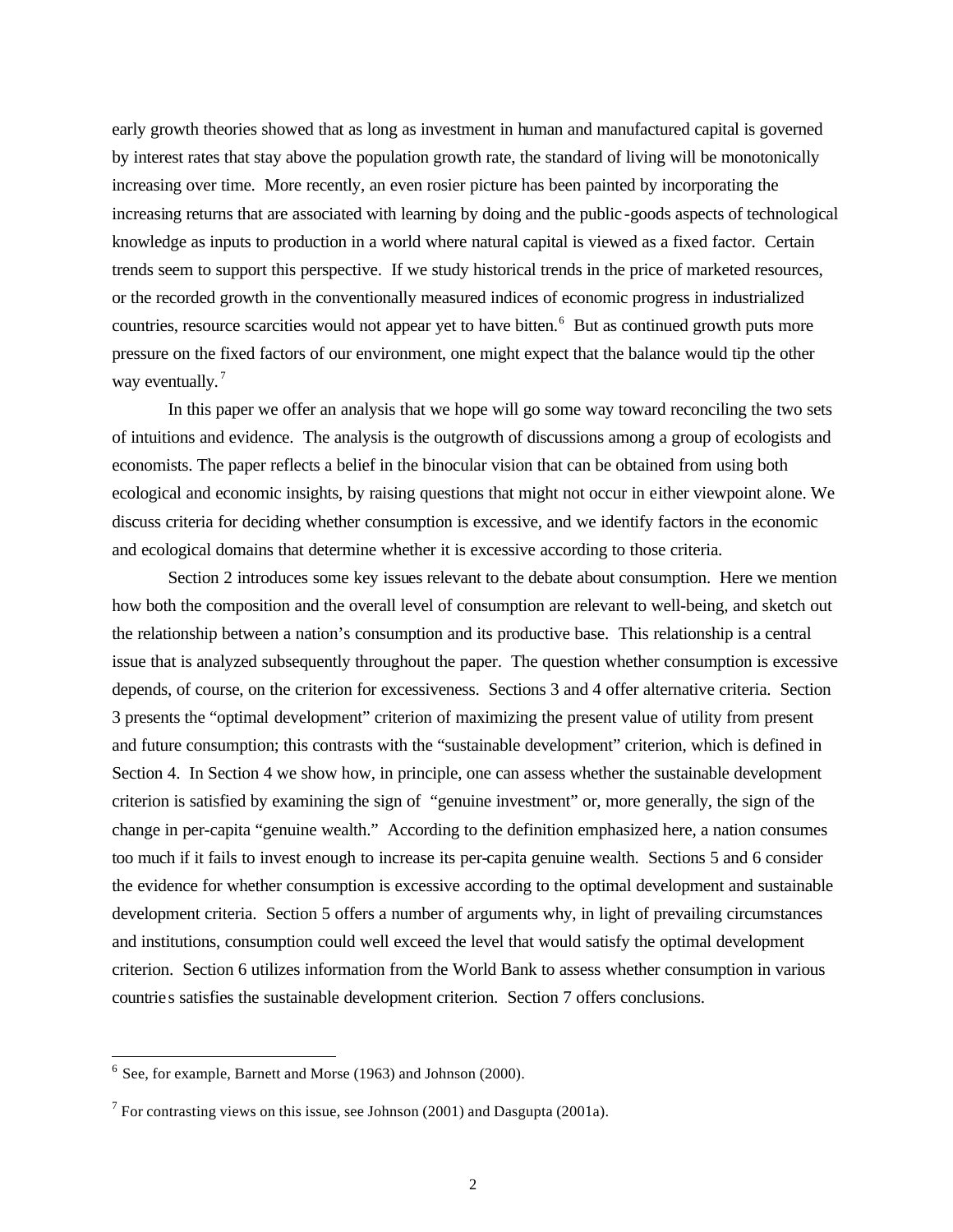early growth theories showed that as long as investment in human and manufactured capital is governed by interest rates that stay above the population growth rate, the standard of living will be monotonically increasing over time. More recently, an even rosier picture has been painted by incorporating the increasing returns that are associated with learning by doing and the public-goods aspects of technological knowledge as inputs to production in a world where natural capital is viewed as a fixed factor. Certain trends seem to support this perspective. If we study historical trends in the price of marketed resources, or the recorded growth in the conventionally measured indices of economic progress in industrialized countries, resource scarcities would not appear yet to have bitten.[6] But as continued growth puts more pressure on the fixed factors of our environment, one might expect that the balance would tip the other way eventually.[7]

In this paper we offer an analysis that we hope will go some way toward reconciling the two sets of intuitions and evidence. The analysis is the outgrowth of discussions among a group of ecologists and economists. The paper reflects a belief in the binocular vision that can be obtained from using both ecological and economic insights, by raising questions that might not occur in either viewpoint alone. We discuss criteria for deciding whether consumption is excessive, and we identify factors in the economic and ecological domains that determine whether it is excessive according to those criteria.

Section 2 introduces some key issues relevant to the debate about consumption. Here we mention how both the composition and the overall level of consumption are relevant to well-being, and sketch out the relationship between a nation's consumption and its productive base. This relationship is a central issue that is analyzed subsequently throughout the paper. The question whether consumption is excessive depends, of course, on the criterion for excessiveness. Sections 3 and 4 offer alternative criteria. Section 3 presents the "optimal development" criterion of maximizing the present value of utility from present and future consumption; this contrasts with the "sustainable development" criterion, which is defined in Section 4. In Section 4 we show how, in principle, one can assess whether the sustainable development criterion is satisfied by examining the sign of "genuine investment" or, more generally, the sign of the change in per-capita "genuine wealth." According to the definition emphasized here, a nation consumes too much if it fails to invest enough to increase its per-capita genuine wealth. Sections 5 and 6 consider the evidence for whether consumption is excessive according to the optimal development and sustainable development criteria. Section 5 offers a number of arguments why, in light of prevailing circumstances and institutions, consumption could well exceed the level that would satisfy the optimal development criterion. Section 6 utilizes information from the World Bank to assess whether consumption in various countries satisfies the sustainable development criterion. Section 7 offers conclusions.

---

[6] See, for example, Barnett and Morse (1963) and Johnson (2000).

[7] For contrasting views on this issue, see Johnson (2001) and Dasgupta (2001a).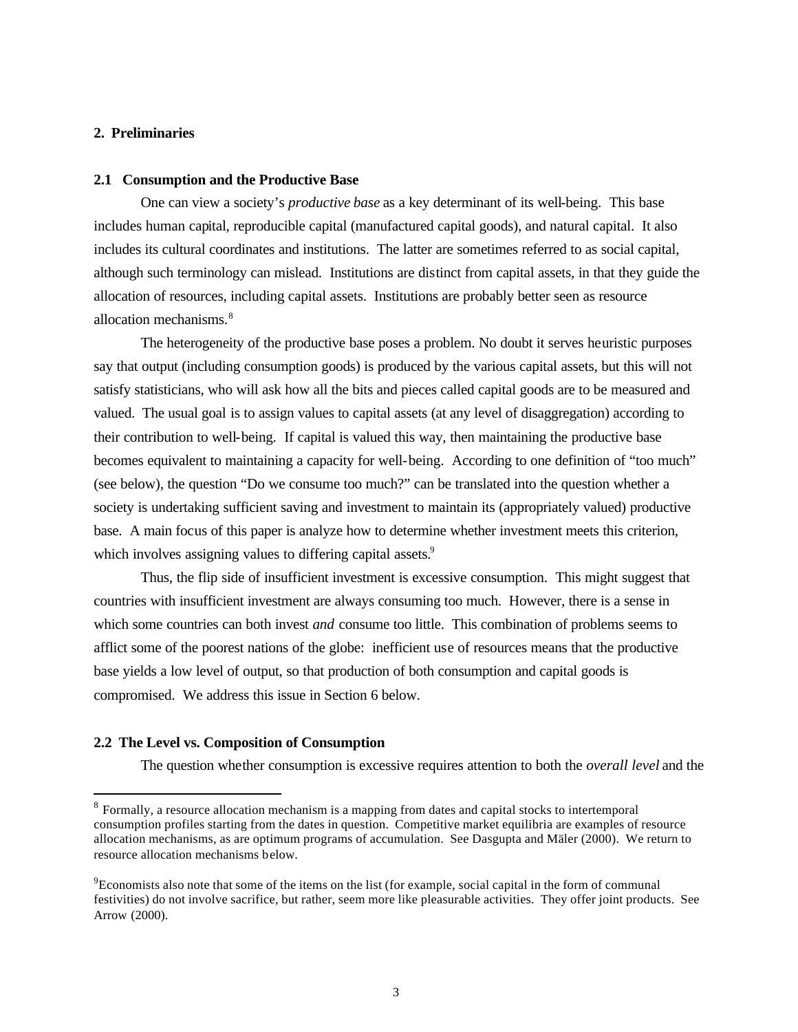## 2. Preliminaries

### 2.1 Consumption and the Productive Base

One can view a society's *productive base* as a key determinant of its well-being. This base includes human capital, reproducible capital (manufactured capital goods), and natural capital. It also includes its cultural coordinates and institutions. The latter are sometimes referred to as social capital, although such terminology can mislead. Institutions are distinct from capital assets, in that they guide the allocation of resources, including capital assets. Institutions are probably better seen as resource allocation mechanisms.[8]

The heterogeneity of the productive base poses a problem. No doubt it serves heuristic purposes say that output (including consumption goods) is produced by the various capital assets, but this will not satisfy statisticians, who will ask how all the bits and pieces called capital goods are to be measured and valued. The usual goal is to assign values to capital assets (at any level of disaggregation) according to their contribution to well-being. If capital is valued this way, then maintaining the productive base becomes equivalent to maintaining a capacity for well-being. According to one definition of "too much" (see below), the question "Do we consume too much?" can be translated into the question whether a society is undertaking sufficient saving and investment to maintain its (appropriately valued) productive base. A main focus of this paper is analyze how to determine whether investment meets this criterion, which involves assigning values to differing capital assets.[9]

Thus, the flip side of insufficient investment is excessive consumption. This might suggest that countries with insufficient investment are always consuming too much. However, there is a sense in which some countries can both invest *and* consume too little. This combination of problems seems to afflict some of the poorest nations of the globe: inefficient use of resources means that the productive base yields a low level of output, so that production of both consumption and capital goods is compromised. We address this issue in Section 6 below.

### 2.2 The Level vs. Composition of Consumption

The question whether consumption is excessive requires attention to both the *overall level* and the

---

[8] Formally, a resource allocation mechanism is a mapping from dates and capital stocks to intertemporal consumption profiles starting from the dates in question. Competitive market equilibria are examples of resource allocation mechanisms, as are optimum programs of accumulation. See Dasgupta and Mäler (2000). We return to resource allocation mechanisms below.

[9] Economists also note that some of the items on the list (for example, social capital in the form of communal festivities) do not involve sacrifice, but rather, seem more like pleasurable activities. They offer joint products. See Arrow (2000).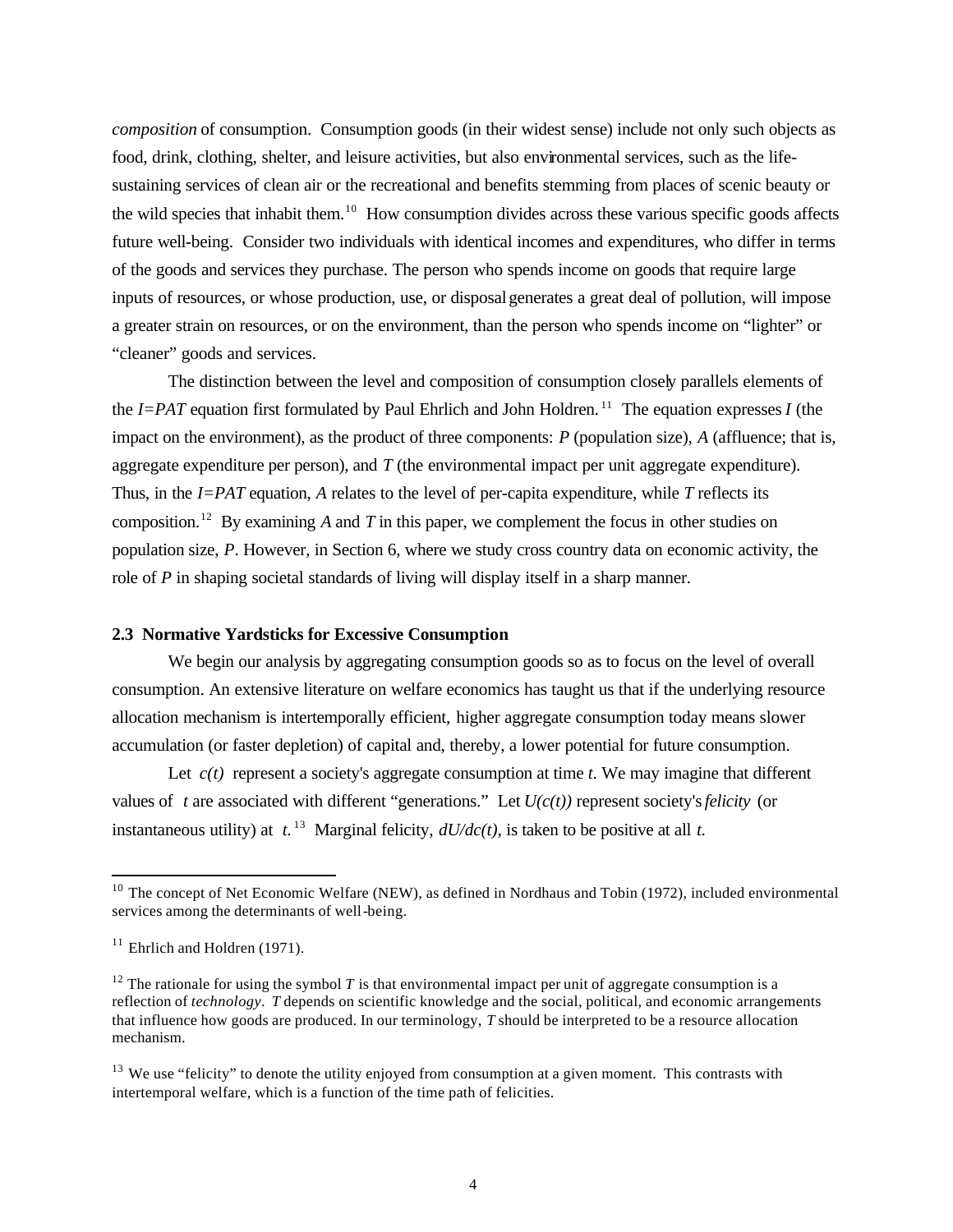*composition* of consumption. Consumption goods (in their widest sense) include not only such objects as food, drink, clothing, shelter, and leisure activities, but also environmental services, such as the life-sustaining services of clean air or the recreational and benefits stemming from places of scenic beauty or the wild species that inhabit them.[10] How consumption divides across these various specific goods affects future well-being. Consider two individuals with identical incomes and expenditures, who differ in terms of the goods and services they purchase. The person who spends income on goods that require large inputs of resources, or whose production, use, or disposal generates a great deal of pollution, will impose a greater strain on resources, or on the environment, than the person who spends income on "lighter" or "cleaner" goods and services.

The distinction between the level and composition of consumption closely parallels elements of the *I=PAT* equation first formulated by Paul Ehrlich and John Holdren.[11] The equation expresses *I* (the impact on the environment), as the product of three components: *P* (population size), *A* (affluence; that is, aggregate expenditure per person), and *T* (the environmental impact per unit aggregate expenditure). Thus, in the *I=PAT* equation, *A* relates to the level of per-capita expenditure, while *T* reflects its composition.[12] By examining *A* and *T* in this paper, we complement the focus in other studies on population size, *P*. However, in Section 6, where we study cross country data on economic activity, the role of *P* in shaping societal standards of living will display itself in a sharp manner.

### 2.3 Normative Yardsticks for Excessive Consumption

We begin our analysis by aggregating consumption goods so as to focus on the level of overall consumption. An extensive literature on welfare economics has taught us that if the underlying resource allocation mechanism is intertemporally efficient, higher aggregate consumption today means slower accumulation (or faster depletion) of capital and, thereby, a lower potential for future consumption.

Let $c(t)$ represent a society's aggregate consumption at time $t$. We may imagine that different values of $t$ are associated with different "generations." Let $U(c(t))$ represent society's *felicity* (or instantaneous utility) at $t$.[13] Marginal felicity, $dU/dc(t)$, is taken to be positive at all $t$.

---

[10] The concept of Net Economic Welfare (NEW), as defined in Nordhaus and Tobin (1972), included environmental services among the determinants of well-being.

[11] Ehrlich and Holdren (1971).

[12] The rationale for using the symbol *T* is that environmental impact per unit of aggregate consumption is a reflection of *technology*. *T* depends on scientific knowledge and the social, political, and economic arrangements that influence how goods are produced. In our terminology, *T* should be interpreted to be a resource allocation mechanism.

[13] We use "felicity" to denote the utility enjoyed from consumption at a given moment. This contrasts with intertemporal welfare, which is a function of the time path of felicities.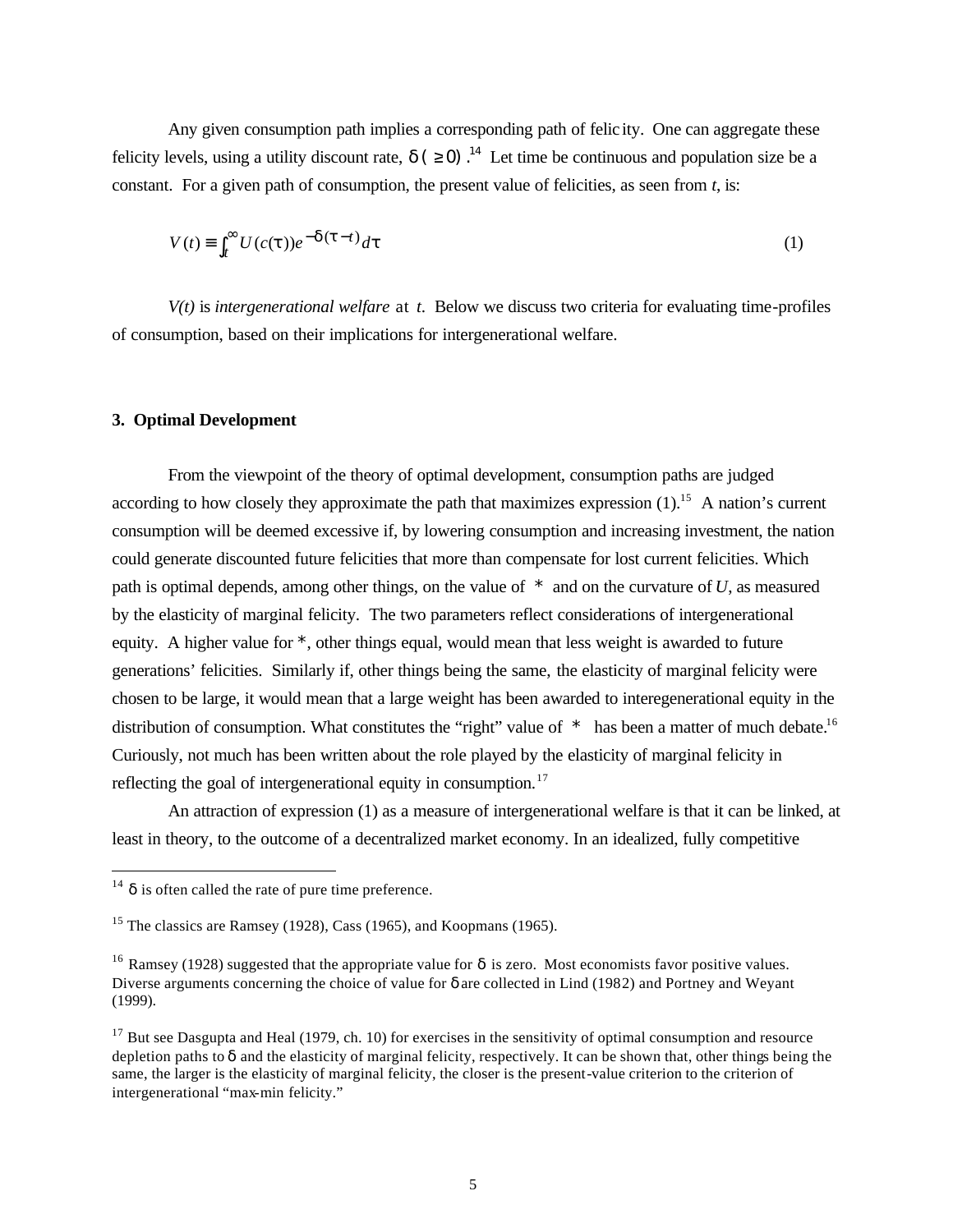Any given consumption path implies a corresponding path of felicity. One can aggregate these felicity levels, using a utility discount rate, $\delta\ (\geq 0)$.[14] Let time be continuous and population size be a constant. For a given path of consumption, the present value of felicities, as seen from *t*, is:

$$V(t) \equiv \int_t^{\infty} U(c(\tau))e^{-\delta(\tau - t)}d\tau \qquad (1)$$

*V(t)* is *intergenerational welfare* at *t*. Below we discuss two criteria for evaluating time-profiles of consumption, based on their implications for intergenerational welfare.

### 3. Optimal Development

From the viewpoint of the theory of optimal development, consumption paths are judged according to how closely they approximate the path that maximizes expression (1).[15] A nation's current consumption will be deemed excessive if, by lowering consumption and increasing investment, the nation could generate discounted future felicities that more than compensate for lost current felicities. Which path is optimal depends, among other things, on the value of * and on the curvature of *U*, as measured by the elasticity of marginal felicity. The two parameters reflect considerations of intergenerational equity. A higher value for *, other things equal, would mean that less weight is awarded to future generations' felicities. Similarly if, other things being the same, the elasticity of marginal felicity were chosen to be large, it would mean that a large weight has been awarded to interegenerational equity in the distribution of consumption. What constitutes the "right" value of * has been a matter of much debate.[16] Curiously, not much has been written about the role played by the elasticity of marginal felicity in reflecting the goal of intergenerational equity in consumption.[17]

An attraction of expression (1) as a measure of intergenerational welfare is that it can be linked, at least in theory, to the outcome of a decentralized market economy. In an idealized, fully competitive

---

[14] $\delta$ is often called the rate of pure time preference.

[15] The classics are Ramsey (1928), Cass (1965), and Koopmans (1965).

[16] Ramsey (1928) suggested that the appropriate value for $\delta$ is zero. Most economists favor positive values. Diverse arguments concerning the choice of value for $\delta$ are collected in Lind (1982) and Portney and Weyant (1999).

[17] But see Dasgupta and Heal (1979, ch. 10) for exercises in the sensitivity of optimal consumption and resource depletion paths to $\delta$ and the elasticity of marginal felicity, respectively. It can be shown that, other things being the same, the larger is the elasticity of marginal felicity, the closer is the present-value criterion to the criterion of intergenerational "max-min felicity."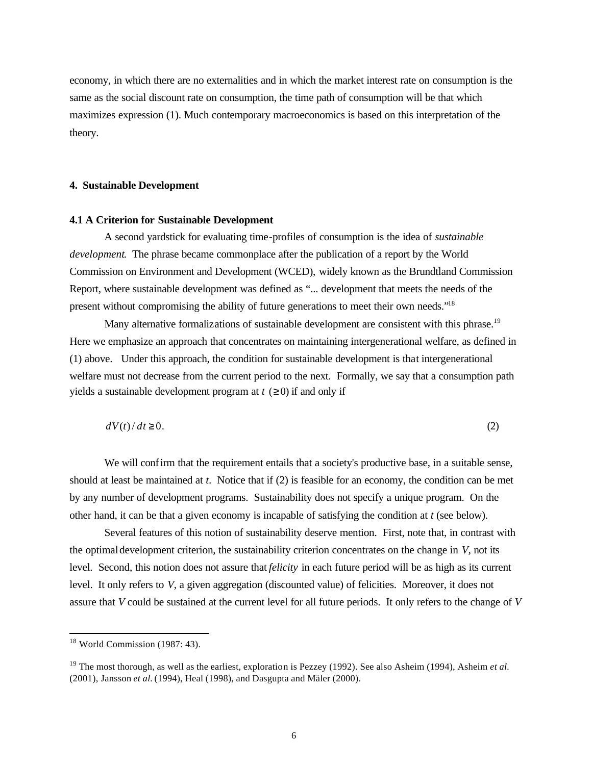economy, in which there are no externalities and in which the market interest rate on consumption is the same as the social discount rate on consumption, the time path of consumption will be that which maximizes expression (1). Much contemporary macroeconomics is based on this interpretation of the theory.

## 4. Sustainable Development

### 4.1 A Criterion for Sustainable Development

A second yardstick for evaluating time-profiles of consumption is the idea of *sustainable development*. The phrase became commonplace after the publication of a report by the World Commission on Environment and Development (WCED), widely known as the Brundtland Commission Report, where sustainable development was defined as "... development that meets the needs of the present without compromising the ability of future generations to meet their own needs."[18]

Many alternative formalizations of sustainable development are consistent with this phrase.[19] Here we emphasize an approach that concentrates on maintaining intergenerational welfare, as defined in (1) above. Under this approach, the condition for sustainable development is that intergenerational welfare must not decrease from the current period to the next. Formally, we say that a consumption path yields a sustainable development program at $t$ ($\geq 0$) if and only if

$$dV(t)/dt \geq 0. \tag{2}$$

We will confirm that the requirement entails that a society's productive base, in a suitable sense, should at least be maintained at $t$. Notice that if (2) is feasible for an economy, the condition can be met by any number of development programs. Sustainability does not specify a unique program. On the other hand, it can be that a given economy is incapable of satisfying the condition at $t$ (see below).

Several features of this notion of sustainability deserve mention. First, note that, in contrast with the optimal development criterion, the sustainability criterion concentrates on the change in $V$, not its level. Second, this notion does not assure that *felicity* in each future period will be as high as its current level. It only refers to $V$, a given aggregation (discounted value) of felicities. Moreover, it does not assure that $V$ could be sustained at the current level for all future periods. It only refers to the change of $V$

---

[18] World Commission (1987: 43).

[19] The most thorough, as well as the earliest, exploration is Pezzey (1992). See also Asheim (1994), Asheim *et al.* (2001), Jansson *et al.* (1994), Heal (1998), and Dasgupta and Mäler (2000).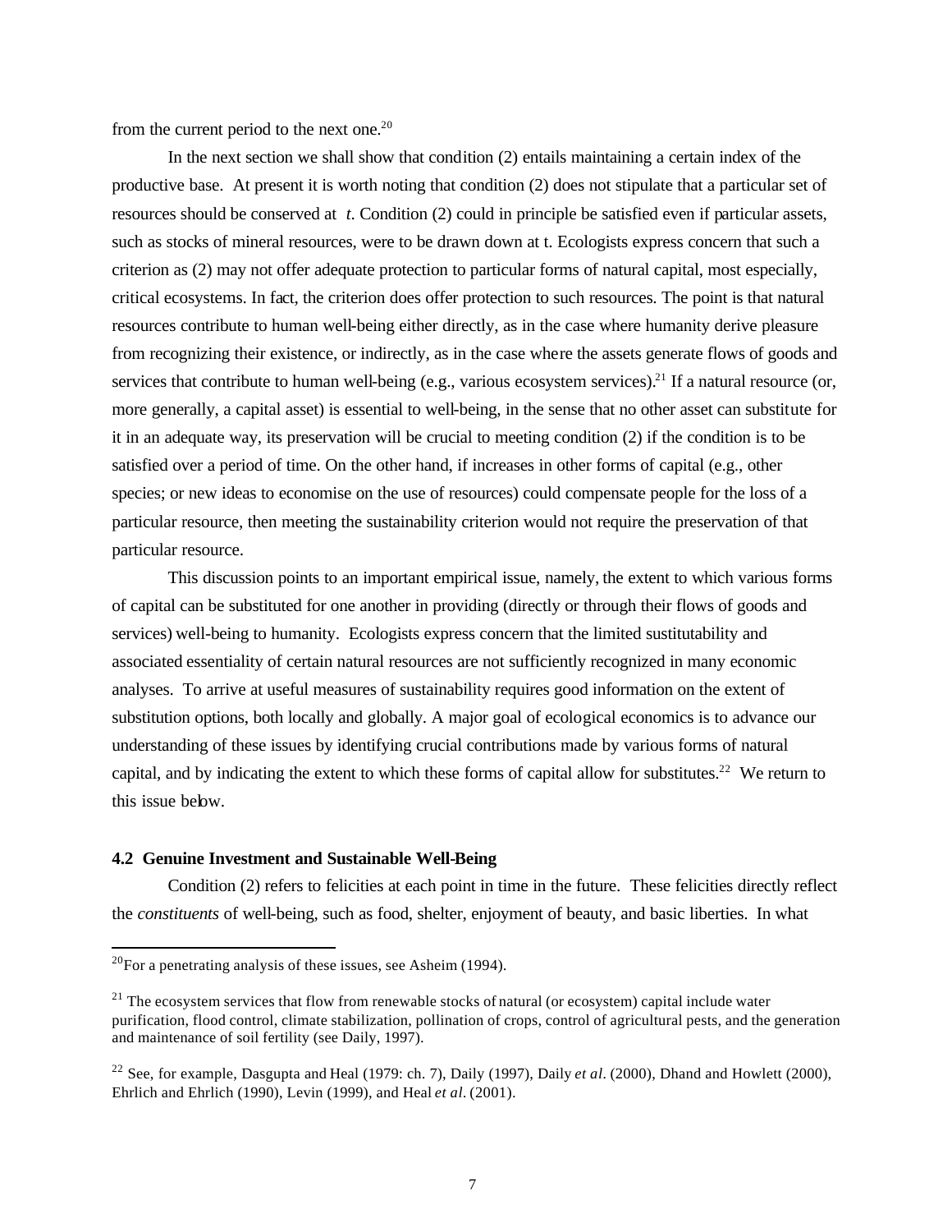from the current period to the next one.[20]

In the next section we shall show that condition (2) entails maintaining a certain index of the productive base. At present it is worth noting that condition (2) does not stipulate that a particular set of resources should be conserved at *t*. Condition (2) could in principle be satisfied even if particular assets, such as stocks of mineral resources, were to be drawn down at t. Ecologists express concern that such a criterion as (2) may not offer adequate protection to particular forms of natural capital, most especially, critical ecosystems. In fact, the criterion does offer protection to such resources. The point is that natural resources contribute to human well-being either directly, as in the case where humanity derive pleasure from recognizing their existence, or indirectly, as in the case where the assets generate flows of goods and services that contribute to human well-being (e.g., various ecosystem services).[21] If a natural resource (or, more generally, a capital asset) is essential to well-being, in the sense that no other asset can substitute for it in an adequate way, its preservation will be crucial to meeting condition (2) if the condition is to be satisfied over a period of time. On the other hand, if increases in other forms of capital (e.g., other species; or new ideas to economise on the use of resources) could compensate people for the loss of a particular resource, then meeting the sustainability criterion would not require the preservation of that particular resource.

This discussion points to an important empirical issue, namely, the extent to which various forms of capital can be substituted for one another in providing (directly or through their flows of goods and services) well-being to humanity. Ecologists express concern that the limited sustitutability and associated essentiality of certain natural resources are not sufficiently recognized in many economic analyses. To arrive at useful measures of sustainability requires good information on the extent of substitution options, both locally and globally. A major goal of ecological economics is to advance our understanding of these issues by identifying crucial contributions made by various forms of natural capital, and by indicating the extent to which these forms of capital allow for substitutes.[22] We return to this issue below.

### 4.2 Genuine Investment and Sustainable Well-Being

Condition (2) refers to felicities at each point in time in the future. These felicities directly reflect the *constituents* of well-being, such as food, shelter, enjoyment of beauty, and basic liberties. In what

---

[20] For a penetrating analysis of these issues, see Asheim (1994).

[21] The ecosystem services that flow from renewable stocks of natural (or ecosystem) capital include water purification, flood control, climate stabilization, pollination of crops, control of agricultural pests, and the generation and maintenance of soil fertility (see Daily, 1997).

[22] See, for example, Dasgupta and Heal (1979: ch. 7), Daily (1997), Daily *et al*. (2000), Dhand and Howlett (2000), Ehrlich and Ehrlich (1990), Levin (1999), and Heal *et al*. (2001).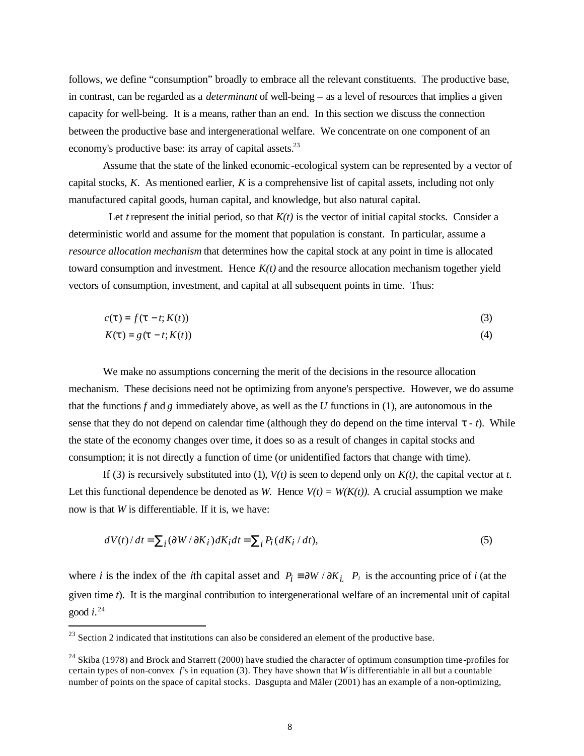follows, we define "consumption" broadly to embrace all the relevant constituents. The productive base, in contrast, can be regarded as a *determinant* of well-being – as a level of resources that implies a given capacity for well-being. It is a means, rather than an end. In this section we discuss the connection between the productive base and intergenerational welfare. We concentrate on one component of an economy's productive base: its array of capital assets.[23]

Assume that the state of the linked economic-ecological system can be represented by a vector of capital stocks, $K$. As mentioned earlier, $K$ is a comprehensive list of capital assets, including not only manufactured capital goods, human capital, and knowledge, but also natural capital.

Let $t$ represent the initial period, so that $K(t)$ is the vector of initial capital stocks. Consider a deterministic world and assume for the moment that population is constant. In particular, assume a *resource allocation mechanism* that determines how the capital stock at any point in time is allocated toward consumption and investment. Hence $K(t)$ and the resource allocation mechanism together yield vectors of consumption, investment, and capital at all subsequent points in time. Thus:

$$c(\tau) = f(\tau - t; K(t)) \tag{3}$$

$$K(\tau) = g(\tau - t; K(t)) \tag{4}$$

We make no assumptions concerning the merit of the decisions in the resource allocation mechanism. These decisions need not be optimizing from anyone's perspective. However, we do assume that the functions $f$ and $g$ immediately above, as well as the $U$ functions in (1), are autonomous in the sense that they do not depend on calendar time (although they do depend on the time interval $\tau - t$). While the state of the economy changes over time, it does so as a result of changes in capital stocks and consumption; it is not directly a function of time (or unidentified factors that change with time).

If (3) is recursively substituted into (1), $V(t)$ is seen to depend only on $K(t)$, the capital vector at $t$. Let this functional dependence be denoted as $W$. Hence $V(t) = W(K(t))$. A crucial assumption we make now is that $W$ is differentiable. If it is, we have:

$$dV(t)/dt = \sum_i (\partial W/\partial K_i) dK_i dt = \sum_i P_i (dK_i/dt), \tag{5}$$

where $i$ is the index of the $i$th capital asset and $P_i \equiv \partial W/\partial K_i$. $P_i$ is the accounting price of $i$ (at the given time $t$). It is the marginal contribution to intergenerational welfare of an incremental unit of capital good $i$.[24]

---

[23] Section 2 indicated that institutions can also be considered an element of the productive base.

[24] Skiba (1978) and Brock and Starrett (2000) have studied the character of optimum consumption time-profiles for certain types of non-convex $f$'s in equation (3). They have shown that $W$ is differentiable in all but a countable number of points on the space of capital stocks. Dasgupta and Mäler (2001) has an example of a non-optimizing,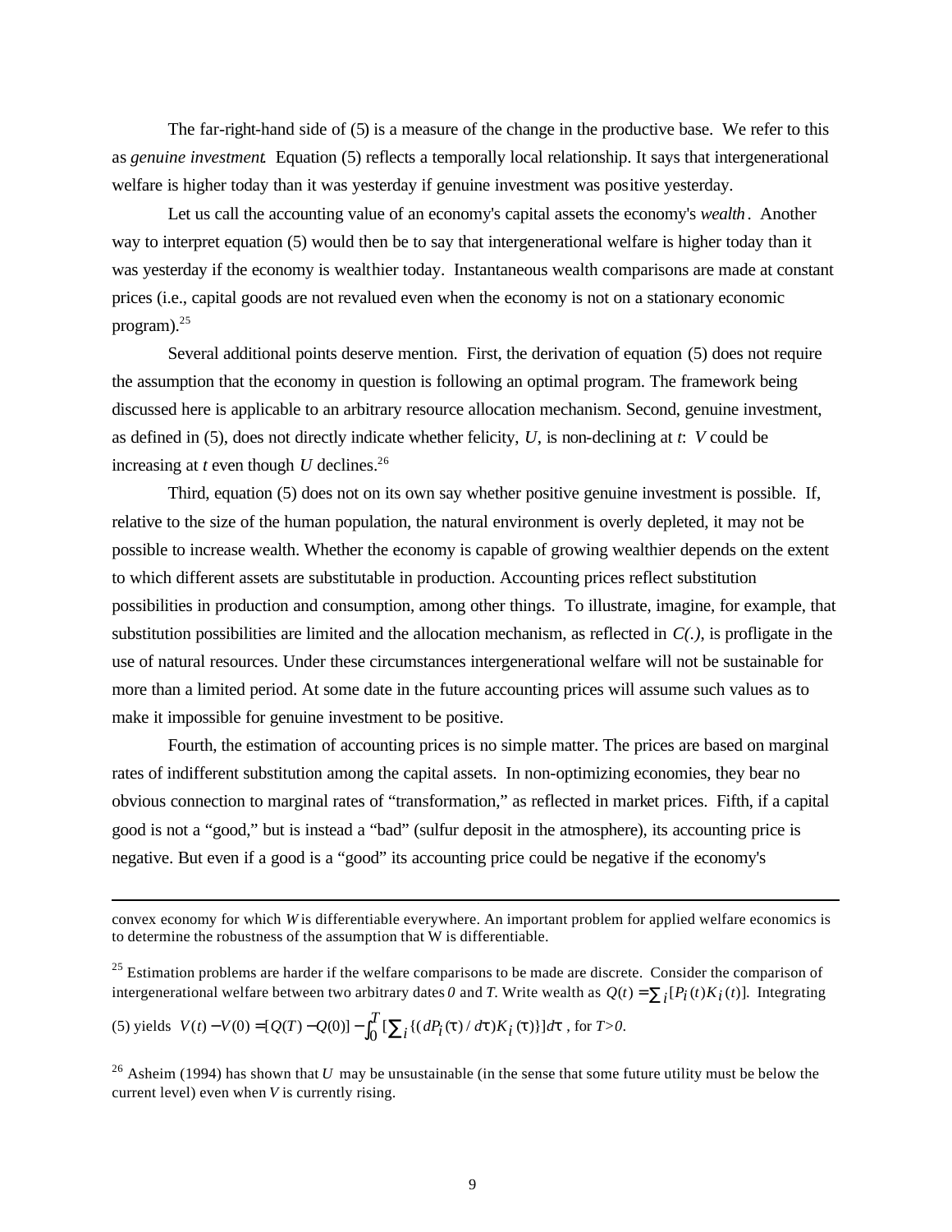The far-right-hand side of (5) is a measure of the change in the productive base. We refer to this as *genuine investment*. Equation (5) reflects a temporally local relationship. It says that intergenerational welfare is higher today than it was yesterday if genuine investment was positive yesterday.

Let us call the accounting value of an economy's capital assets the economy's *wealth*. Another way to interpret equation (5) would then be to say that intergenerational welfare is higher today than it was yesterday if the economy is wealthier today. Instantaneous wealth comparisons are made at constant prices (i.e., capital goods are not revalued even when the economy is not on a stationary economic program).[25]

Several additional points deserve mention. First, the derivation of equation (5) does not require the assumption that the economy in question is following an optimal program. The framework being discussed here is applicable to an arbitrary resource allocation mechanism. Second, genuine investment, as defined in (5), does not directly indicate whether felicity, $U$, is non-declining at $t$: $V$ could be increasing at $t$ even though $U$ declines.[26]

Third, equation (5) does not on its own say whether positive genuine investment is possible. If, relative to the size of the human population, the natural environment is overly depleted, it may not be possible to increase wealth. Whether the economy is capable of growing wealthier depends on the extent to which different assets are substitutable in production. Accounting prices reflect substitution possibilities in production and consumption, among other things. To illustrate, imagine, for example, that substitution possibilities are limited and the allocation mechanism, as reflected in *C(.)*, is profligate in the use of natural resources. Under these circumstances intergenerational welfare will not be sustainable for more than a limited period. At some date in the future accounting prices will assume such values as to make it impossible for genuine investment to be positive.

Fourth, the estimation of accounting prices is no simple matter. The prices are based on marginal rates of indifferent substitution among the capital assets. In non-optimizing economies, they bear no obvious connection to marginal rates of "transformation," as reflected in market prices. Fifth, if a capital good is not a "good," but is instead a "bad" (sulfur deposit in the atmosphere), its accounting price is negative. But even if a good is a "good" its accounting price could be negative if the economy's

---

convex economy for which $W$ is differentiable everywhere. An important problem for applied welfare economics is to determine the robustness of the assumption that W is differentiable.

[25] Estimation problems are harder if the welfare comparisons to be made are discrete. Consider the comparison of intergenerational welfare between two arbitrary dates *0* and *T*. Write wealth as $Q(t) = \sum_i [P_i(t)K_i(t)]$. Integrating (5) yields $V(t) - V(0) = [Q(T) - Q(0)] - \int_0^T [\sum_i \{(dP_i(\tau)/d\tau)K_i(\tau)\}]d\tau$, for $T>0$.

[26] Asheim (1994) has shown that $U$ may be unsustainable (in the sense that some future utility must be below the current level) even when $V$ is currently rising.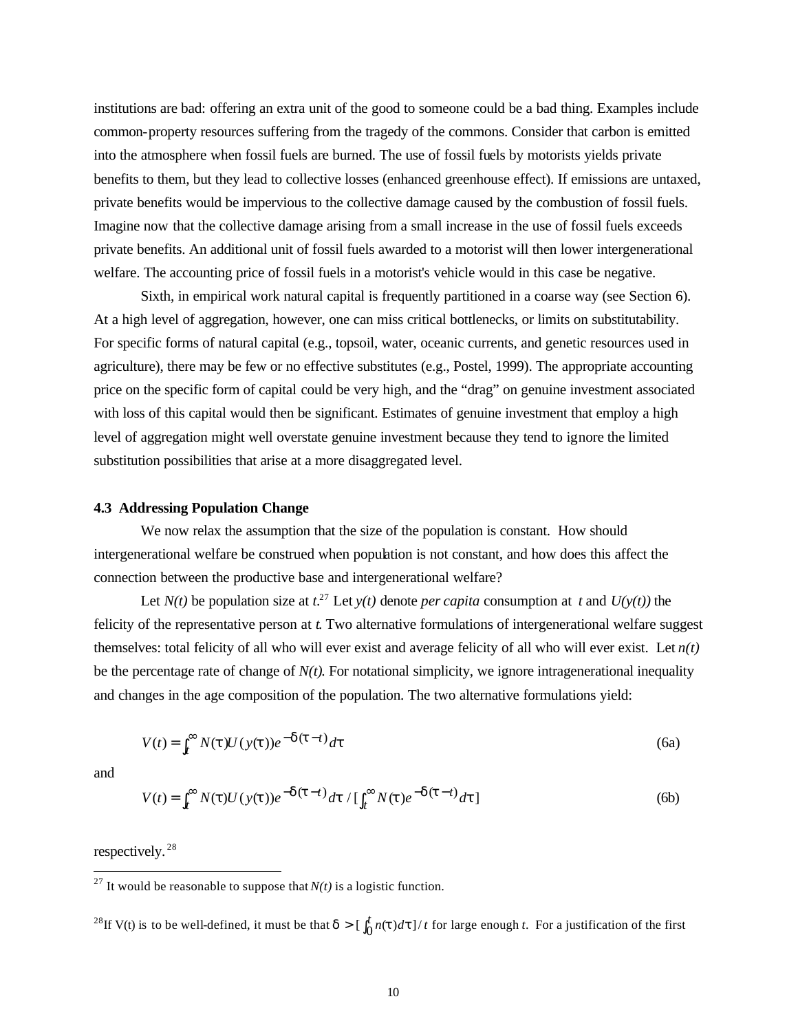institutions are bad: offering an extra unit of the good to someone could be a bad thing. Examples include common-property resources suffering from the tragedy of the commons. Consider that carbon is emitted into the atmosphere when fossil fuels are burned. The use of fossil fuels by motorists yields private benefits to them, but they lead to collective losses (enhanced greenhouse effect). If emissions are untaxed, private benefits would be impervious to the collective damage caused by the combustion of fossil fuels. Imagine now that the collective damage arising from a small increase in the use of fossil fuels exceeds private benefits. An additional unit of fossil fuels awarded to a motorist will then lower intergenerational welfare. The accounting price of fossil fuels in a motorist's vehicle would in this case be negative.

Sixth, in empirical work natural capital is frequently partitioned in a coarse way (see Section 6). At a high level of aggregation, however, one can miss critical bottlenecks, or limits on substitutability. For specific forms of natural capital (e.g., topsoil, water, oceanic currents, and genetic resources used in agriculture), there may be few or no effective substitutes (e.g., Postel, 1999). The appropriate accounting price on the specific form of capital could be very high, and the "drag" on genuine investment associated with loss of this capital would then be significant. Estimates of genuine investment that employ a high level of aggregation might well overstate genuine investment because they tend to ignore the limited substitution possibilities that arise at a more disaggregated level.

### 4.3 Addressing Population Change

We now relax the assumption that the size of the population is constant. How should intergenerational welfare be construed when population is not constant, and how does this affect the connection between the productive base and intergenerational welfare?

Let $N(t)$ be population size at $t$.[27] Let $y(t)$ denote *per capita* consumption at $t$ and $U(y(t))$ the felicity of the representative person at $t$. Two alternative formulations of intergenerational welfare suggest themselves: total felicity of all who will ever exist and average felicity of all who will ever exist. Let $n(t)$ be the percentage rate of change of $N(t)$. For notational simplicity, we ignore intragenerational inequality and changes in the age composition of the population. The two alternative formulations yield:

$$V(t) = \int_t^\infty N(\tau)U(y(\tau))e^{-\delta(\tau - t)}d\tau \tag{6a}$$

and

$$V(t) = \int_t^\infty N(\tau)U(y(\tau))e^{-\delta(\tau - t)}d\tau \,/\, [\int_t^\infty N(\tau)e^{-\delta(\tau - t)}d\tau] \tag{6b}$$

respectively.[28]

---

[27] It would be reasonable to suppose that $N(t)$ is a logistic function.

[28] If V(t) is to be well-defined, it must be that $\delta > [\int_0^t n(\tau)d\tau]/t$ for large enough $t$. For a justification of the first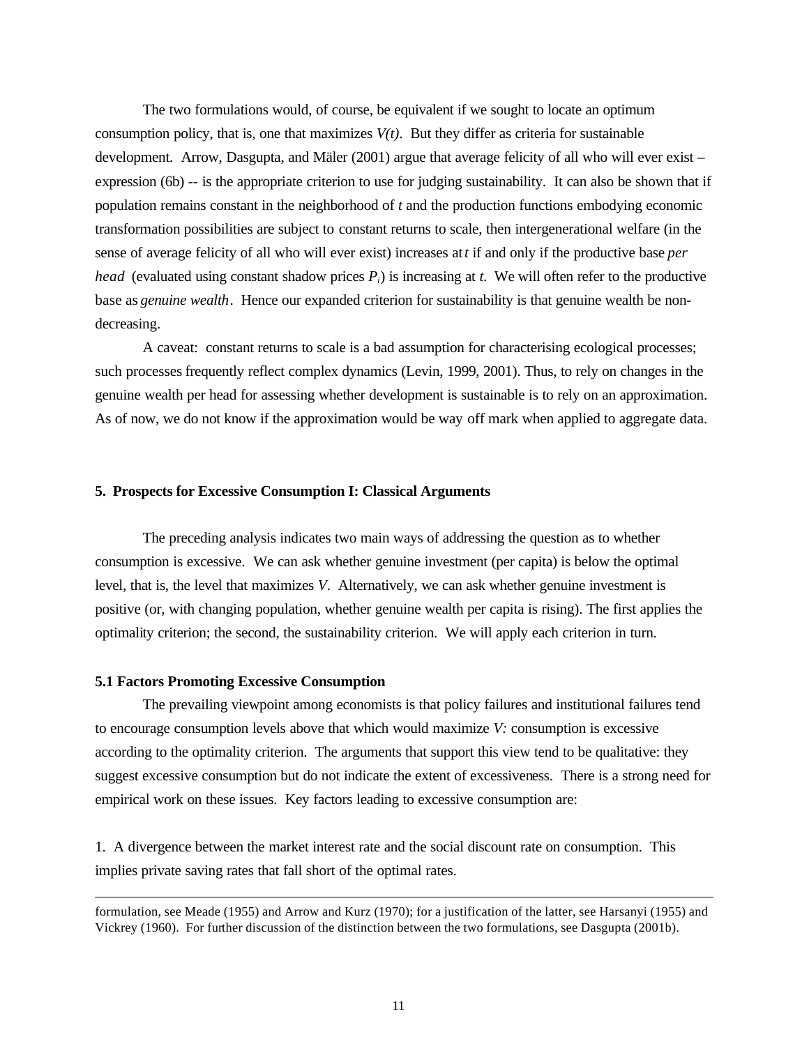The two formulations would, of course, be equivalent if we sought to locate an optimum consumption policy, that is, one that maximizes $V(t)$. But they differ as criteria for sustainable development. Arrow, Dasgupta, and Mäler (2001) argue that average felicity of all who will ever exist – expression (6b) -- is the appropriate criterion to use for judging sustainability. It can also be shown that if population remains constant in the neighborhood of $t$ and the production functions embodying economic transformation possibilities are subject to constant returns to scale, then intergenerational welfare (in the sense of average felicity of all who will ever exist) increases at $t$ if and only if the productive base *per head* (evaluated using constant shadow prices $P_i$) is increasing at $t$. We will often refer to the productive base as *genuine wealth*. Hence our expanded criterion for sustainability is that genuine wealth be non-decreasing.

A caveat: constant returns to scale is a bad assumption for characterising ecological processes; such processes frequently reflect complex dynamics (Levin, 1999, 2001). Thus, to rely on changes in the genuine wealth per head for assessing whether development is sustainable is to rely on an approximation. As of now, we do not know if the approximation would be way off mark when applied to aggregate data.

## 5. Prospects for Excessive Consumption I: Classical Arguments

The preceding analysis indicates two main ways of addressing the question as to whether consumption is excessive. We can ask whether genuine investment (per capita) is below the optimal level, that is, the level that maximizes $V$. Alternatively, we can ask whether genuine investment is positive (or, with changing population, whether genuine wealth per capita is rising). The first applies the optimality criterion; the second, the sustainability criterion. We will apply each criterion in turn.

### 5.1 Factors Promoting Excessive Consumption

The prevailing viewpoint among economists is that policy failures and institutional failures tend to encourage consumption levels above that which would maximize $V$: consumption is excessive according to the optimality criterion. The arguments that support this view tend to be qualitative: they suggest excessive consumption but do not indicate the extent of excessiveness. There is a strong need for empirical work on these issues. Key factors leading to excessive consumption are:

1. A divergence between the market interest rate and the social discount rate on consumption. This implies private saving rates that fall short of the optimal rates.

---

formulation, see Meade (1955) and Arrow and Kurz (1970); for a justification of the latter, see Harsanyi (1955) and Vickrey (1960). For further discussion of the distinction between the two formulations, see Dasgupta (2001b).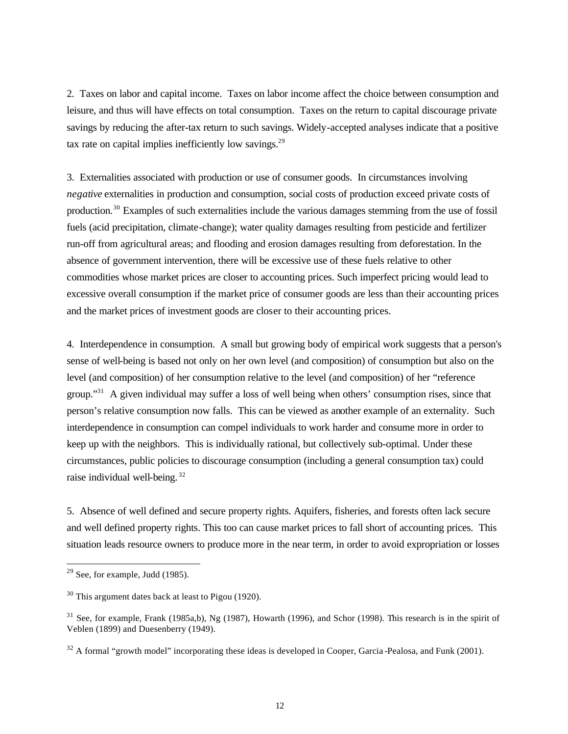2. Taxes on labor and capital income. Taxes on labor income affect the choice between consumption and leisure, and thus will have effects on total consumption. Taxes on the return to capital discourage private savings by reducing the after-tax return to such savings. Widely-accepted analyses indicate that a positive tax rate on capital implies inefficiently low savings.[29]

3. Externalities associated with production or use of consumer goods. In circumstances involving *negative* externalities in production and consumption, social costs of production exceed private costs of production.[30] Examples of such externalities include the various damages stemming from the use of fossil fuels (acid precipitation, climate-change); water quality damages resulting from pesticide and fertilizer run-off from agricultural areas; and flooding and erosion damages resulting from deforestation. In the absence of government intervention, there will be excessive use of these fuels relative to other commodities whose market prices are closer to accounting prices. Such imperfect pricing would lead to excessive overall consumption if the market price of consumer goods are less than their accounting prices and the market prices of investment goods are closer to their accounting prices.

4. Interdependence in consumption. A small but growing body of empirical work suggests that a person's sense of well-being is based not only on her own level (and composition) of consumption but also on the level (and composition) of her consumption relative to the level (and composition) of her "reference group."[31] A given individual may suffer a loss of well being when others' consumption rises, since that person's relative consumption now falls. This can be viewed as another example of an externality. Such interdependence in consumption can compel individuals to work harder and consume more in order to keep up with the neighbors. This is individually rational, but collectively sub-optimal. Under these circumstances, public policies to discourage consumption (including a general consumption tax) could raise individual well-being.[32]

5. Absence of well defined and secure property rights. Aquifers, fisheries, and forests often lack secure and well defined property rights. This too can cause market prices to fall short of accounting prices. This situation leads resource owners to produce more in the near term, in order to avoid expropriation or losses

---

[29] See, for example, Judd (1985).

[30] This argument dates back at least to Pigou (1920).

[31] See, for example, Frank (1985a,b), Ng (1987), Howarth (1996), and Schor (1998). This research is in the spirit of Veblen (1899) and Duesenberry (1949).

[32] A formal "growth model" incorporating these ideas is developed in Cooper, Garcia-Pealosa, and Funk (2001).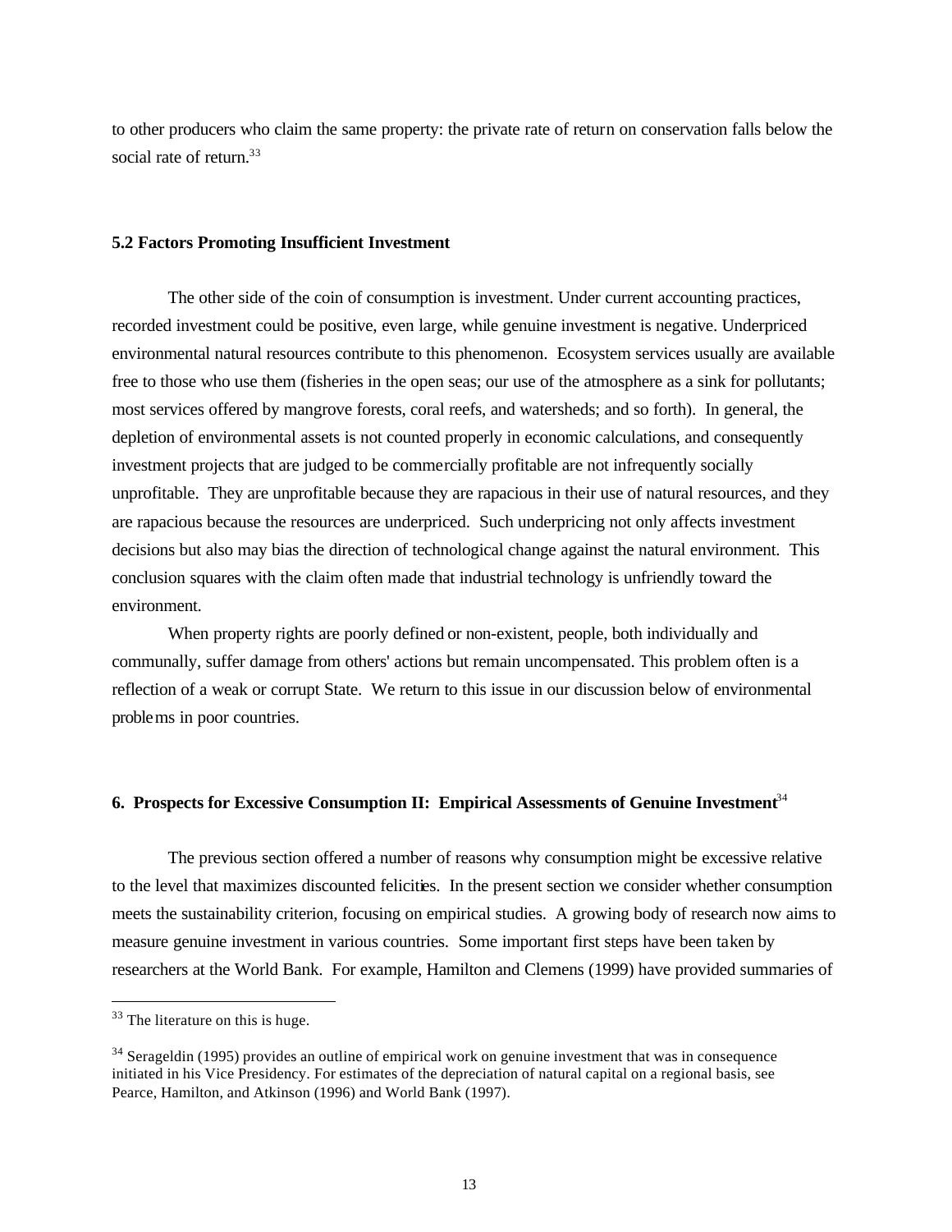to other producers who claim the same property: the private rate of return on conservation falls below the social rate of return.[33]

### 5.2 Factors Promoting Insufficient Investment

The other side of the coin of consumption is investment. Under current accounting practices, recorded investment could be positive, even large, while genuine investment is negative. Underpriced environmental natural resources contribute to this phenomenon. Ecosystem services usually are available free to those who use them (fisheries in the open seas; our use of the atmosphere as a sink for pollutants; most services offered by mangrove forests, coral reefs, and watersheds; and so forth). In general, the depletion of environmental assets is not counted properly in economic calculations, and consequently investment projects that are judged to be commercially profitable are not infrequently socially unprofitable. They are unprofitable because they are rapacious in their use of natural resources, and they are rapacious because the resources are underpriced. Such underpricing not only affects investment decisions but also may bias the direction of technological change against the natural environment. This conclusion squares with the claim often made that industrial technology is unfriendly toward the environment.

When property rights are poorly defined or non-existent, people, both individually and communally, suffer damage from others' actions but remain uncompensated. This problem often is a reflection of a weak or corrupt State. We return to this issue in our discussion below of environmental problems in poor countries.

## 6. Prospects for Excessive Consumption II: Empirical Assessments of Genuine Investment[34]

The previous section offered a number of reasons why consumption might be excessive relative to the level that maximizes discounted felicities. In the present section we consider whether consumption meets the sustainability criterion, focusing on empirical studies. A growing body of research now aims to measure genuine investment in various countries. Some important first steps have been taken by researchers at the World Bank. For example, Hamilton and Clemens (1999) have provided summaries of

---

[33] The literature on this is huge.

[34] Serageldin (1995) provides an outline of empirical work on genuine investment that was in consequence initiated in his Vice Presidency. For estimates of the depreciation of natural capital on a regional basis, see Pearce, Hamilton, and Atkinson (1996) and World Bank (1997).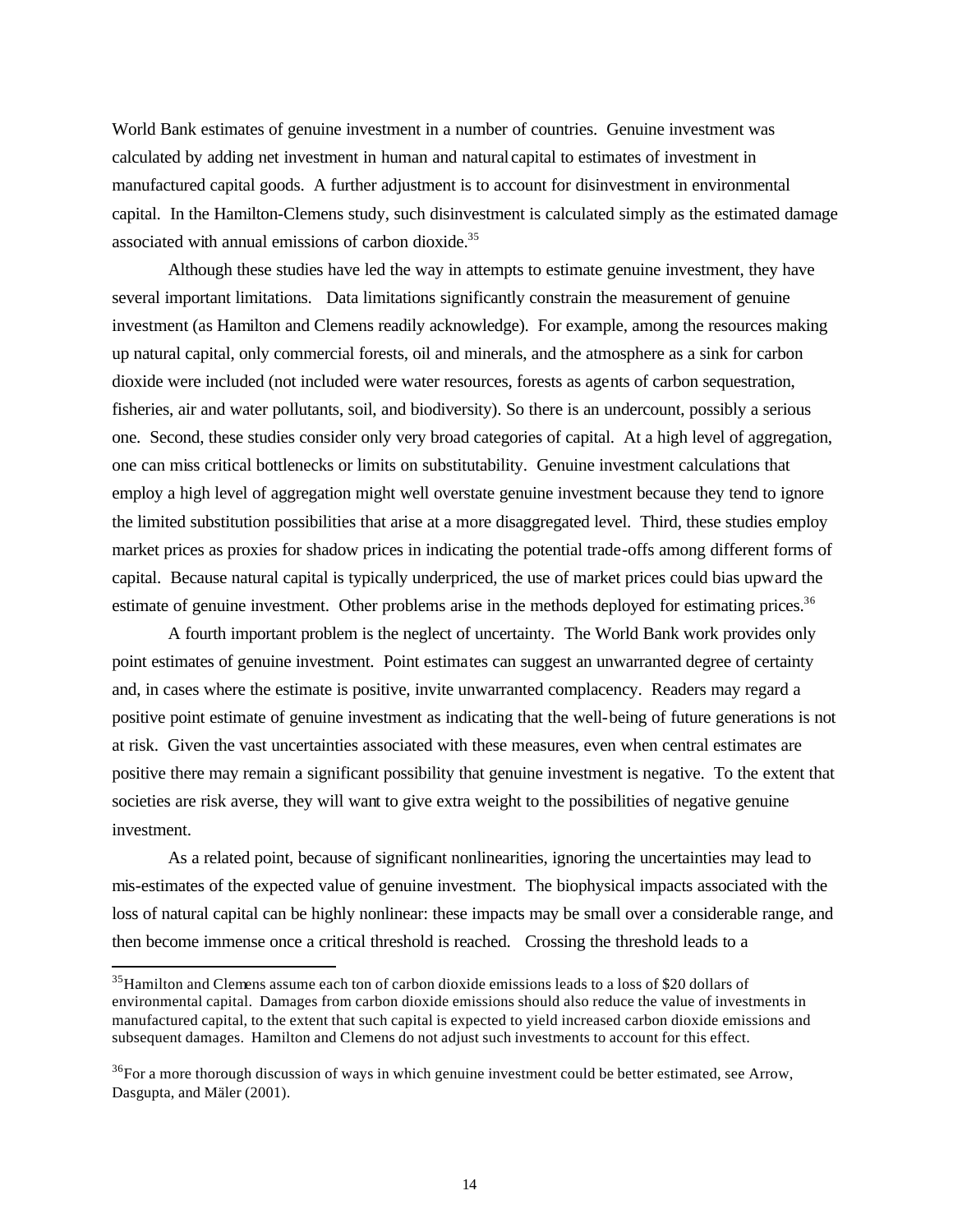World Bank estimates of genuine investment in a number of countries. Genuine investment was calculated by adding net investment in human and natural capital to estimates of investment in manufactured capital goods. A further adjustment is to account for disinvestment in environmental capital. In the Hamilton-Clemens study, such disinvestment is calculated simply as the estimated damage associated with annual emissions of carbon dioxide.[35]

Although these studies have led the way in attempts to estimate genuine investment, they have several important limitations. Data limitations significantly constrain the measurement of genuine investment (as Hamilton and Clemens readily acknowledge). For example, among the resources making up natural capital, only commercial forests, oil and minerals, and the atmosphere as a sink for carbon dioxide were included (not included were water resources, forests as agents of carbon sequestration, fisheries, air and water pollutants, soil, and biodiversity). So there is an undercount, possibly a serious one. Second, these studies consider only very broad categories of capital. At a high level of aggregation, one can miss critical bottlenecks or limits on substitutability. Genuine investment calculations that employ a high level of aggregation might well overstate genuine investment because they tend to ignore the limited substitution possibilities that arise at a more disaggregated level. Third, these studies employ market prices as proxies for shadow prices in indicating the potential trade-offs among different forms of capital. Because natural capital is typically underpriced, the use of market prices could bias upward the estimate of genuine investment. Other problems arise in the methods deployed for estimating prices.[36]

A fourth important problem is the neglect of uncertainty. The World Bank work provides only point estimates of genuine investment. Point estimates can suggest an unwarranted degree of certainty and, in cases where the estimate is positive, invite unwarranted complacency. Readers may regard a positive point estimate of genuine investment as indicating that the well-being of future generations is not at risk. Given the vast uncertainties associated with these measures, even when central estimates are positive there may remain a significant possibility that genuine investment is negative. To the extent that societies are risk averse, they will want to give extra weight to the possibilities of negative genuine investment.

As a related point, because of significant nonlinearities, ignoring the uncertainties may lead to mis-estimates of the expected value of genuine investment. The biophysical impacts associated with the loss of natural capital can be highly nonlinear: these impacts may be small over a considerable range, and then become immense once a critical threshold is reached. Crossing the threshold leads to a

---

[35] Hamilton and Clemens assume each ton of carbon dioxide emissions leads to a loss of $20 dollars of environmental capital. Damages from carbon dioxide emissions should also reduce the value of investments in manufactured capital, to the extent that such capital is expected to yield increased carbon dioxide emissions and subsequent damages. Hamilton and Clemens do not adjust such investments to account for this effect.

[36] For a more thorough discussion of ways in which genuine investment could be better estimated, see Arrow, Dasgupta, and Mäler (2001).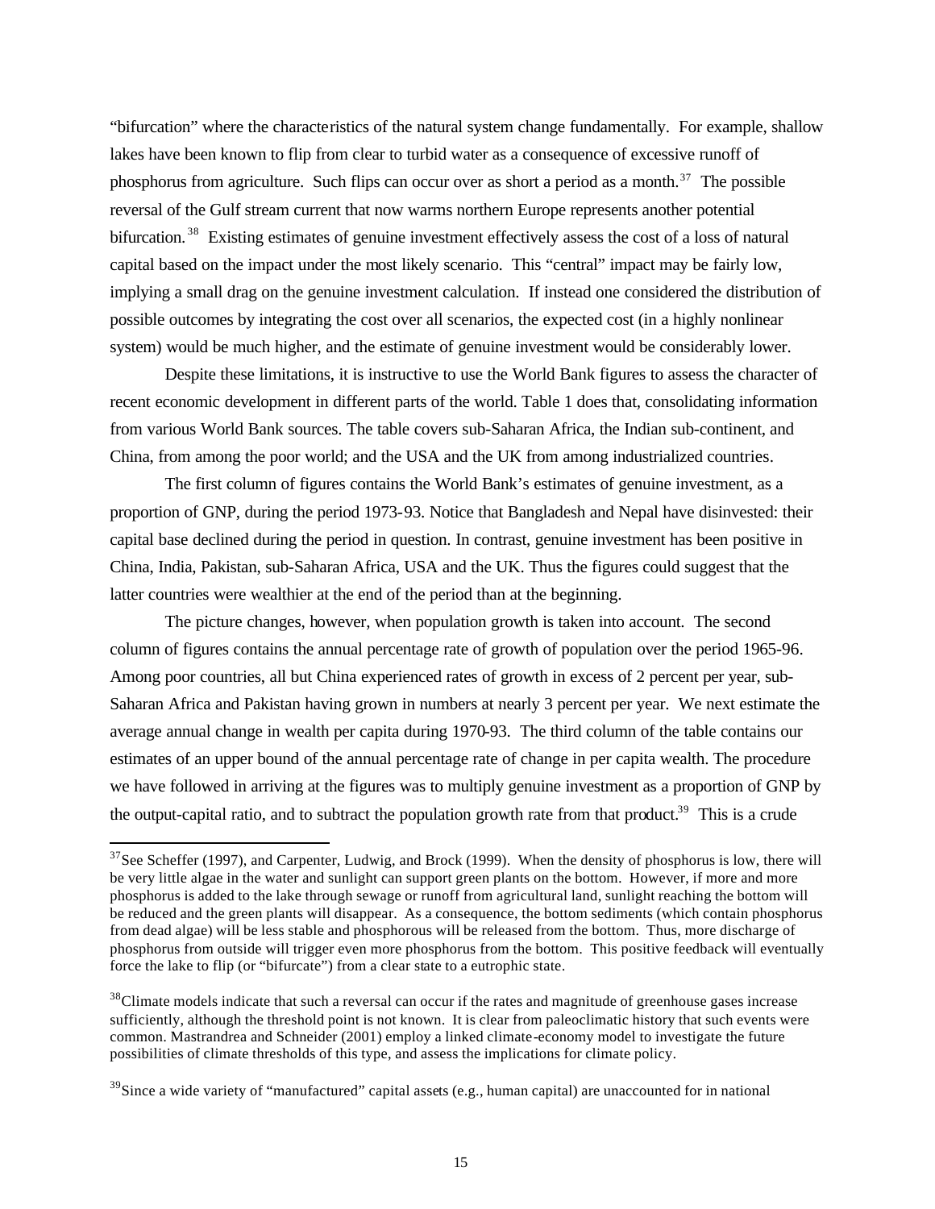"bifurcation" where the characteristics of the natural system change fundamentally. For example, shallow lakes have been known to flip from clear to turbid water as a consequence of excessive runoff of phosphorus from agriculture. Such flips can occur over as short a period as a month.[37] The possible reversal of the Gulf stream current that now warms northern Europe represents another potential bifurcation.[38] Existing estimates of genuine investment effectively assess the cost of a loss of natural capital based on the impact under the most likely scenario. This "central" impact may be fairly low, implying a small drag on the genuine investment calculation. If instead one considered the distribution of possible outcomes by integrating the cost over all scenarios, the expected cost (in a highly nonlinear system) would be much higher, and the estimate of genuine investment would be considerably lower.

Despite these limitations, it is instructive to use the World Bank figures to assess the character of recent economic development in different parts of the world. Table 1 does that, consolidating information from various World Bank sources. The table covers sub-Saharan Africa, the Indian sub-continent, and China, from among the poor world; and the USA and the UK from among industrialized countries.

The first column of figures contains the World Bank's estimates of genuine investment, as a proportion of GNP, during the period 1973-93. Notice that Bangladesh and Nepal have disinvested: their capital base declined during the period in question. In contrast, genuine investment has been positive in China, India, Pakistan, sub-Saharan Africa, USA and the UK. Thus the figures could suggest that the latter countries were wealthier at the end of the period than at the beginning.

The picture changes, however, when population growth is taken into account. The second column of figures contains the annual percentage rate of growth of population over the period 1965-96. Among poor countries, all but China experienced rates of growth in excess of 2 percent per year, sub-Saharan Africa and Pakistan having grown in numbers at nearly 3 percent per year. We next estimate the average annual change in wealth per capita during 1970-93. The third column of the table contains our estimates of an upper bound of the annual percentage rate of change in per capita wealth. The procedure we have followed in arriving at the figures was to multiply genuine investment as a proportion of GNP by the output-capital ratio, and to subtract the population growth rate from that product.[39] This is a crude

[37]See Scheffer (1997), and Carpenter, Ludwig, and Brock (1999). When the density of phosphorus is low, there will be very little algae in the water and sunlight can support green plants on the bottom. However, if more and more phosphorus is added to the lake through sewage or runoff from agricultural land, sunlight reaching the bottom will be reduced and the green plants will disappear. As a consequence, the bottom sediments (which contain phosphorus from dead algae) will be less stable and phosphorous will be released from the bottom. Thus, more discharge of phosphorus from outside will trigger even more phosphorus from the bottom. This positive feedback will eventually force the lake to flip (or "bifurcate") from a clear state to a eutrophic state.

[38]Climate models indicate that such a reversal can occur if the rates and magnitude of greenhouse gases increase sufficiently, although the threshold point is not known. It is clear from paleoclimatic history that such events were common. Mastrandrea and Schneider (2001) employ a linked climate-economy model to investigate the future possibilities of climate thresholds of this type, and assess the implications for climate policy.

[39]Since a wide variety of "manufactured" capital assets (e.g., human capital) are unaccounted for in national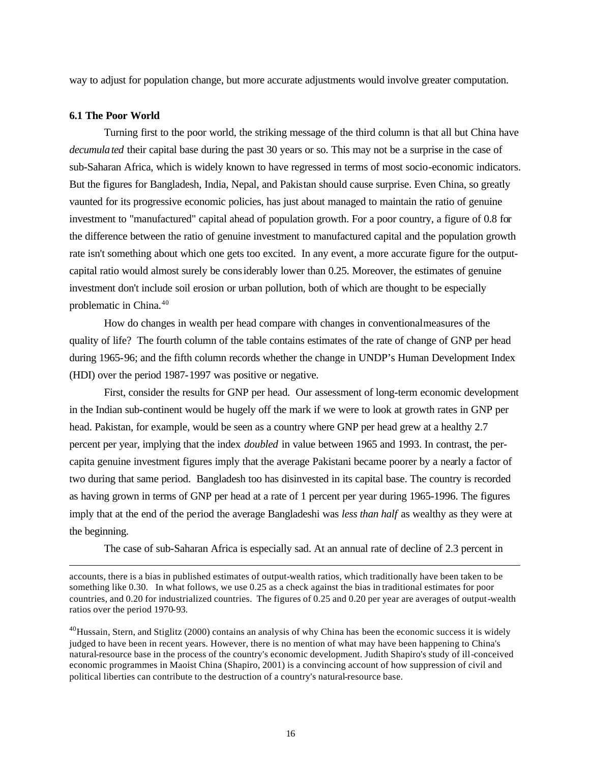way to adjust for population change, but more accurate adjustments would involve greater computation.

### 6.1 The Poor World

Turning first to the poor world, the striking message of the third column is that all but China have *decumulated* their capital base during the past 30 years or so. This may not be a surprise in the case of sub-Saharan Africa, which is widely known to have regressed in terms of most socio-economic indicators. But the figures for Bangladesh, India, Nepal, and Pakistan should cause surprise. Even China, so greatly vaunted for its progressive economic policies, has just about managed to maintain the ratio of genuine investment to "manufactured" capital ahead of population growth. For a poor country, a figure of 0.8 for the difference between the ratio of genuine investment to manufactured capital and the population growth rate isn't something about which one gets too excited. In any event, a more accurate figure for the output-capital ratio would almost surely be considerably lower than 0.25. Moreover, the estimates of genuine investment don't include soil erosion or urban pollution, both of which are thought to be especially problematic in China.[40]

How do changes in wealth per head compare with changes in conventional measures of the quality of life? The fourth column of the table contains estimates of the rate of change of GNP per head during 1965-96; and the fifth column records whether the change in UNDP's Human Development Index (HDI) over the period 1987-1997 was positive or negative.

First, consider the results for GNP per head. Our assessment of long-term economic development in the Indian sub-continent would be hugely off the mark if we were to look at growth rates in GNP per head. Pakistan, for example, would be seen as a country where GNP per head grew at a healthy 2.7 percent per year, implying that the index *doubled* in value between 1965 and 1993. In contrast, the per-capita genuine investment figures imply that the average Pakistani became poorer by a nearly a factor of two during that same period. Bangladesh too has disinvested in its capital base. The country is recorded as having grown in terms of GNP per head at a rate of 1 percent per year during 1965-1996. The figures imply that at the end of the period the average Bangladeshi was *less than half* as wealthy as they were at the beginning.

The case of sub-Saharan Africa is especially sad. At an annual rate of decline of 2.3 percent in

---

accounts, there is a bias in published estimates of output-wealth ratios, which traditionally have been taken to be something like 0.30. In what follows, we use 0.25 as a check against the bias in traditional estimates for poor countries, and 0.20 for industrialized countries. The figures of 0.25 and 0.20 per year are averages of output-wealth ratios over the period 1970-93.

[40] Hussain, Stern, and Stiglitz (2000) contains an analysis of why China has been the economic success it is widely judged to have been in recent years. However, there is no mention of what may have been happening to China's natural-resource base in the process of the country's economic development. Judith Shapiro's study of ill-conceived economic programmes in Maoist China (Shapiro, 2001) is a convincing account of how suppression of civil and political liberties can contribute to the destruction of a country's natural-resource base.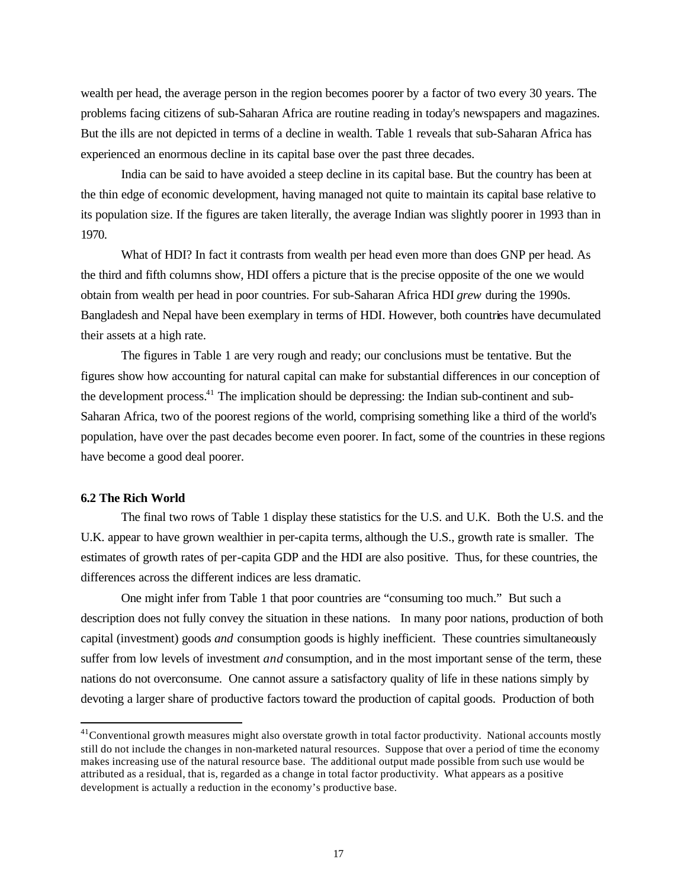wealth per head, the average person in the region becomes poorer by a factor of two every 30 years. The problems facing citizens of sub-Saharan Africa are routine reading in today's newspapers and magazines. But the ills are not depicted in terms of a decline in wealth. Table 1 reveals that sub-Saharan Africa has experienced an enormous decline in its capital base over the past three decades.

India can be said to have avoided a steep decline in its capital base. But the country has been at the thin edge of economic development, having managed not quite to maintain its capital base relative to its population size. If the figures are taken literally, the average Indian was slightly poorer in 1993 than in 1970.

What of HDI? In fact it contrasts from wealth per head even more than does GNP per head. As the third and fifth columns show, HDI offers a picture that is the precise opposite of the one we would obtain from wealth per head in poor countries. For sub-Saharan Africa HDI *grew* during the 1990s. Bangladesh and Nepal have been exemplary in terms of HDI. However, both countries have decumulated their assets at a high rate.

The figures in Table 1 are very rough and ready; our conclusions must be tentative. But the figures show how accounting for natural capital can make for substantial differences in our conception of the development process.[41] The implication should be depressing: the Indian sub-continent and sub-Saharan Africa, two of the poorest regions of the world, comprising something like a third of the world's population, have over the past decades become even poorer. In fact, some of the countries in these regions have become a good deal poorer.

### 6.2 The Rich World

The final two rows of Table 1 display these statistics for the U.S. and U.K. Both the U.S. and the U.K. appear to have grown wealthier in per-capita terms, although the U.S., growth rate is smaller. The estimates of growth rates of per-capita GDP and the HDI are also positive. Thus, for these countries, the differences across the different indices are less dramatic.

One might infer from Table 1 that poor countries are "consuming too much." But such a description does not fully convey the situation in these nations. In many poor nations, production of both capital (investment) goods *and* consumption goods is highly inefficient. These countries simultaneously suffer from low levels of investment *and* consumption, and in the most important sense of the term, these nations do not overconsume. One cannot assure a satisfactory quality of life in these nations simply by devoting a larger share of productive factors toward the production of capital goods. Production of both

[41] Conventional growth measures might also overstate growth in total factor productivity. National accounts mostly still do not include the changes in non-marketed natural resources. Suppose that over a period of time the economy makes increasing use of the natural resource base. The additional output made possible from such use would be attributed as a residual, that is, regarded as a change in total factor productivity. What appears as a positive development is actually a reduction in the economy's productive base.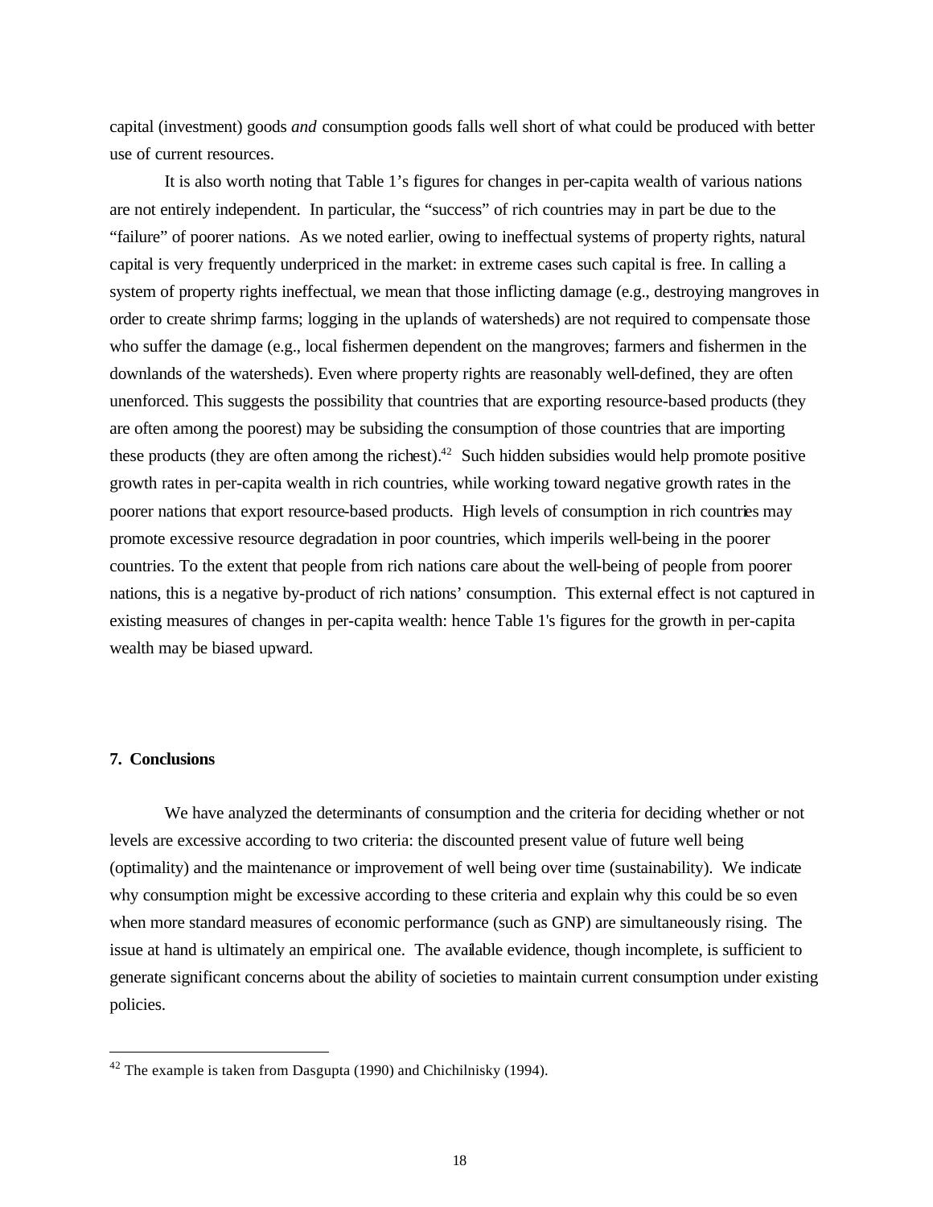capital (investment) goods *and* consumption goods falls well short of what could be produced with better use of current resources.

It is also worth noting that Table 1's figures for changes in per-capita wealth of various nations are not entirely independent. In particular, the "success" of rich countries may in part be due to the "failure" of poorer nations. As we noted earlier, owing to ineffectual systems of property rights, natural capital is very frequently underpriced in the market: in extreme cases such capital is free. In calling a system of property rights ineffectual, we mean that those inflicting damage (e.g., destroying mangroves in order to create shrimp farms; logging in the uplands of watersheds) are not required to compensate those who suffer the damage (e.g., local fishermen dependent on the mangroves; farmers and fishermen in the downlands of the watersheds). Even where property rights are reasonably well-defined, they are often unenforced. This suggests the possibility that countries that are exporting resource-based products (they are often among the poorest) may be subsiding the consumption of those countries that are importing these products (they are often among the richest).[42] Such hidden subsidies would help promote positive growth rates in per-capita wealth in rich countries, while working toward negative growth rates in the poorer nations that export resource-based products. High levels of consumption in rich countries may promote excessive resource degradation in poor countries, which imperils well-being in the poorer countries. To the extent that people from rich nations care about the well-being of people from poorer nations, this is a negative by-product of rich nations' consumption. This external effect is not captured in existing measures of changes in per-capita wealth: hence Table 1's figures for the growth in per-capita wealth may be biased upward.

## 7. Conclusions

We have analyzed the determinants of consumption and the criteria for deciding whether or not levels are excessive according to two criteria: the discounted present value of future well being (optimality) and the maintenance or improvement of well being over time (sustainability). We indicate why consumption might be excessive according to these criteria and explain why this could be so even when more standard measures of economic performance (such as GNP) are simultaneously rising. The issue at hand is ultimately an empirical one. The available evidence, though incomplete, is sufficient to generate significant concerns about the ability of societies to maintain current consumption under existing policies.

---

[42] The example is taken from Dasgupta (1990) and Chichilnisky (1994).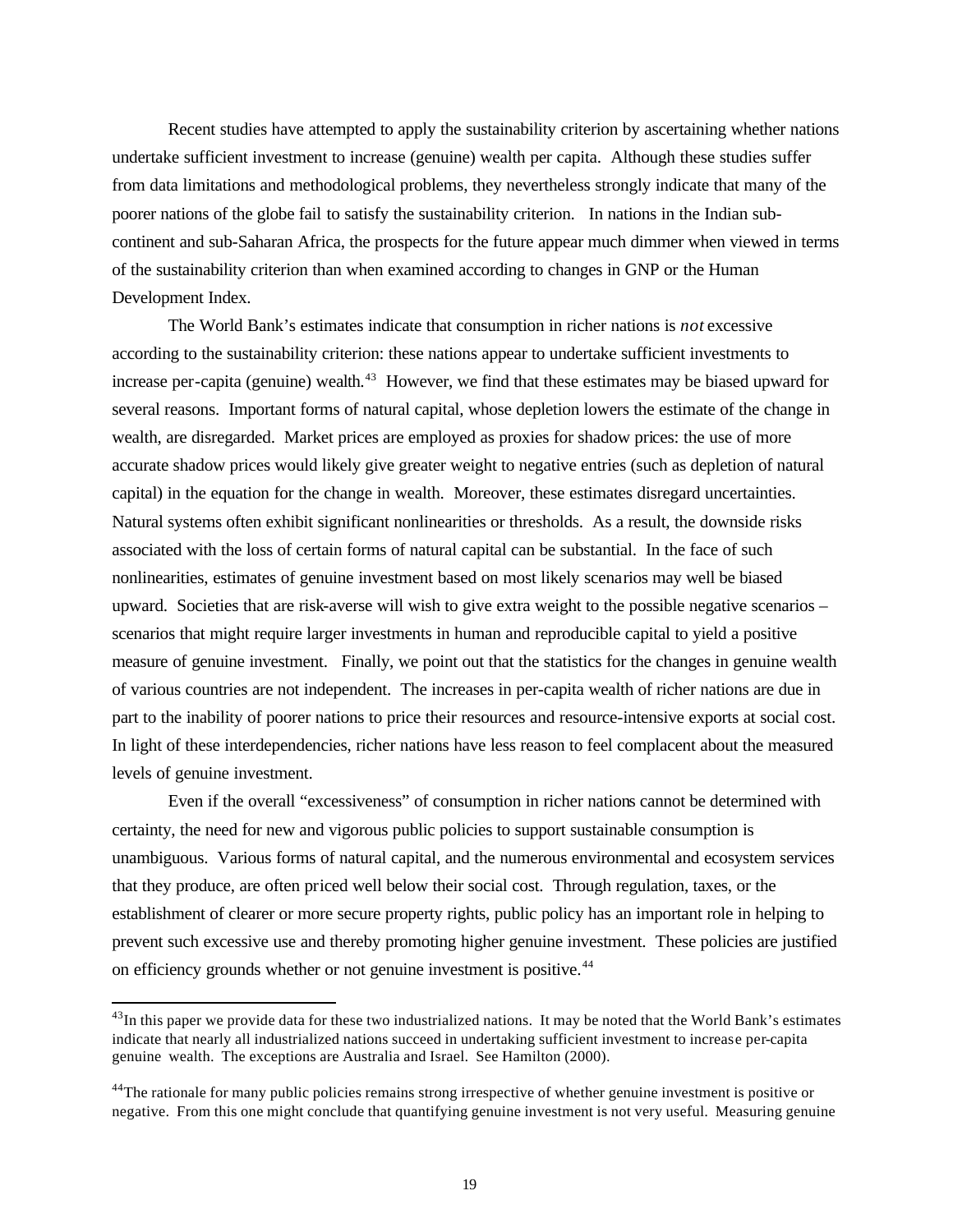Recent studies have attempted to apply the sustainability criterion by ascertaining whether nations undertake sufficient investment to increase (genuine) wealth per capita. Although these studies suffer from data limitations and methodological problems, they nevertheless strongly indicate that many of the poorer nations of the globe fail to satisfy the sustainability criterion. In nations in the Indian sub-continent and sub-Saharan Africa, the prospects for the future appear much dimmer when viewed in terms of the sustainability criterion than when examined according to changes in GNP or the Human Development Index.

The World Bank's estimates indicate that consumption in richer nations is *not* excessive according to the sustainability criterion: these nations appear to undertake sufficient investments to increase per-capita (genuine) wealth.[43] However, we find that these estimates may be biased upward for several reasons. Important forms of natural capital, whose depletion lowers the estimate of the change in wealth, are disregarded. Market prices are employed as proxies for shadow prices: the use of more accurate shadow prices would likely give greater weight to negative entries (such as depletion of natural capital) in the equation for the change in wealth. Moreover, these estimates disregard uncertainties. Natural systems often exhibit significant nonlinearities or thresholds. As a result, the downside risks associated with the loss of certain forms of natural capital can be substantial. In the face of such nonlinearities, estimates of genuine investment based on most likely scenarios may well be biased upward. Societies that are risk-averse will wish to give extra weight to the possible negative scenarios – scenarios that might require larger investments in human and reproducible capital to yield a positive measure of genuine investment. Finally, we point out that the statistics for the changes in genuine wealth of various countries are not independent. The increases in per-capita wealth of richer nations are due in part to the inability of poorer nations to price their resources and resource-intensive exports at social cost. In light of these interdependencies, richer nations have less reason to feel complacent about the measured levels of genuine investment.

Even if the overall "excessiveness" of consumption in richer nations cannot be determined with certainty, the need for new and vigorous public policies to support sustainable consumption is unambiguous. Various forms of natural capital, and the numerous environmental and ecosystem services that they produce, are often priced well below their social cost. Through regulation, taxes, or the establishment of clearer or more secure property rights, public policy has an important role in helping to prevent such excessive use and thereby promoting higher genuine investment. These policies are justified on efficiency grounds whether or not genuine investment is positive.[44]

---

[43] In this paper we provide data for these two industrialized nations. It may be noted that the World Bank's estimates indicate that nearly all industrialized nations succeed in undertaking sufficient investment to increase per-capita genuine wealth. The exceptions are Australia and Israel. See Hamilton (2000).

[44] The rationale for many public policies remains strong irrespective of whether genuine investment is positive or negative. From this one might conclude that quantifying genuine investment is not very useful. Measuring genuine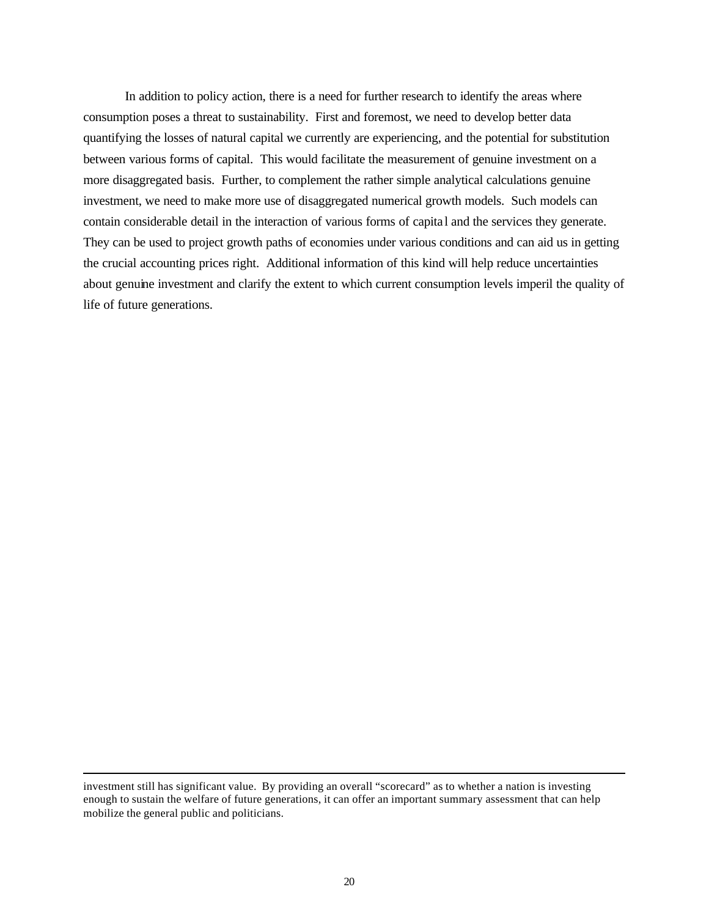In addition to policy action, there is a need for further research to identify the areas where consumption poses a threat to sustainability. First and foremost, we need to develop better data quantifying the losses of natural capital we currently are experiencing, and the potential for substitution between various forms of capital. This would facilitate the measurement of genuine investment on a more disaggregated basis. Further, to complement the rather simple analytical calculations genuine investment, we need to make more use of disaggregated numerical growth models. Such models can contain considerable detail in the interaction of various forms of capital and the services they generate. They can be used to project growth paths of economies under various conditions and can aid us in getting the crucial accounting prices right. Additional information of this kind will help reduce uncertainties about genuine investment and clarify the extent to which current consumption levels imperil the quality of life of future generations.

---

investment still has significant value. By providing an overall "scorecard" as to whether a nation is investing enough to sustain the welfare of future generations, it can offer an important summary assessment that can help mobilize the general public and politicians.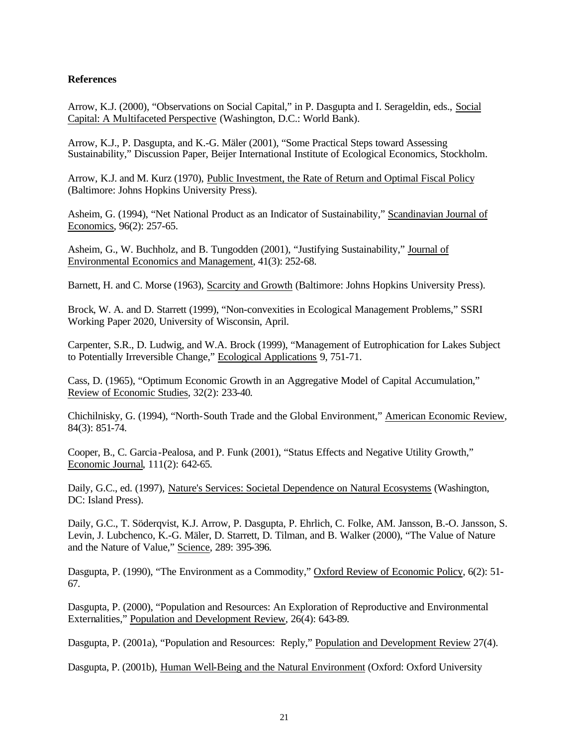**References**

Arrow, K.J. (2000), "Observations on Social Capital," in P. Dasgupta and I. Serageldin, eds., Social Capital: A Multifaceted Perspective (Washington, D.C.: World Bank).

Arrow, K.J., P. Dasgupta, and K.-G. Mäler (2001), "Some Practical Steps toward Assessing Sustainability," Discussion Paper, Beijer International Institute of Ecological Economics, Stockholm.

Arrow, K.J. and M. Kurz (1970), Public Investment, the Rate of Return and Optimal Fiscal Policy (Baltimore: Johns Hopkins University Press).

Asheim, G. (1994), "Net National Product as an Indicator of Sustainability," Scandinavian Journal of Economics, 96(2): 257-65.

Asheim, G., W. Buchholz, and B. Tungodden (2001), "Justifying Sustainability," Journal of Environmental Economics and Management, 41(3): 252-68.

Barnett, H. and C. Morse (1963), Scarcity and Growth (Baltimore: Johns Hopkins University Press).

Brock, W. A. and D. Starrett (1999), "Non-convexities in Ecological Management Problems," SSRI Working Paper 2020, University of Wisconsin, April.

Carpenter, S.R., D. Ludwig, and W.A. Brock (1999), "Management of Eutrophication for Lakes Subject to Potentially Irreversible Change," Ecological Applications 9, 751-71.

Cass, D. (1965), "Optimum Economic Growth in an Aggregative Model of Capital Accumulation," Review of Economic Studies, 32(2): 233-40.

Chichilnisky, G. (1994), "North-South Trade and the Global Environment," American Economic Review, 84(3): 851-74.

Cooper, B., C. Garcia-Pealosa, and P. Funk (2001), "Status Effects and Negative Utility Growth," Economic Journal, 111(2): 642-65.

Daily, G.C., ed. (1997), Nature's Services: Societal Dependence on Natural Ecosystems (Washington, DC: Island Press).

Daily, G.C., T. Söderqvist, K.J. Arrow, P. Dasgupta, P. Ehrlich, C. Folke, AM. Jansson, B.-O. Jansson, S. Levin, J. Lubchenco, K.-G. Mäler, D. Starrett, D. Tilman, and B. Walker (2000), "The Value of Nature and the Nature of Value," Science, 289: 395-396.

Dasgupta, P. (1990), "The Environment as a Commodity," Oxford Review of Economic Policy, 6(2): 51-67.

Dasgupta, P. (2000), "Population and Resources: An Exploration of Reproductive and Environmental Externalities," Population and Development Review, 26(4): 643-89.

Dasgupta, P. (2001a), "Population and Resources: Reply," Population and Development Review 27(4).

Dasgupta, P. (2001b), Human Well-Being and the Natural Environment (Oxford: Oxford University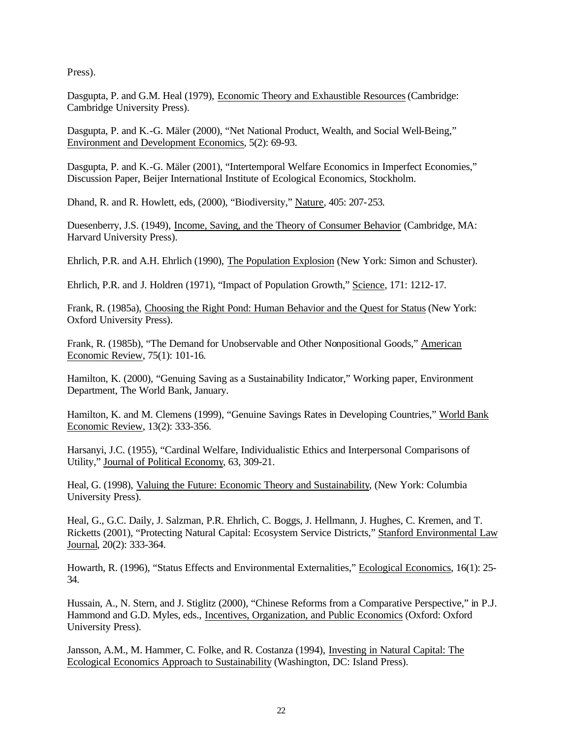Press).

Dasgupta, P. and G.M. Heal (1979), Economic Theory and Exhaustible Resources (Cambridge: Cambridge University Press).

Dasgupta, P. and K.-G. Mäler (2000), "Net National Product, Wealth, and Social Well-Being," Environment and Development Economics, 5(2): 69-93.

Dasgupta, P. and K.-G. Mäler (2001), "Intertemporal Welfare Economics in Imperfect Economies," Discussion Paper, Beijer International Institute of Ecological Economics, Stockholm.

Dhand, R. and R. Howlett, eds, (2000), "Biodiversity," Nature, 405: 207-253.

Duesenberry, J.S. (1949), Income, Saving, and the Theory of Consumer Behavior (Cambridge, MA: Harvard University Press).

Ehrlich, P.R. and A.H. Ehrlich (1990), The Population Explosion (New York: Simon and Schuster).

Ehrlich, P.R. and J. Holdren (1971), "Impact of Population Growth," Science, 171: 1212-17.

Frank, R. (1985a), Choosing the Right Pond: Human Behavior and the Quest for Status (New York: Oxford University Press).

Frank, R. (1985b), "The Demand for Unobservable and Other Nonpositional Goods," American Economic Review, 75(1): 101-16.

Hamilton, K. (2000), "Genuing Saving as a Sustainability Indicator," Working paper, Environment Department, The World Bank, January.

Hamilton, K. and M. Clemens (1999), "Genuine Savings Rates in Developing Countries," World Bank Economic Review, 13(2): 333-356.

Harsanyi, J.C. (1955), "Cardinal Welfare, Individualistic Ethics and Interpersonal Comparisons of Utility," Journal of Political Economy, 63, 309-21.

Heal, G. (1998), Valuing the Future: Economic Theory and Sustainability, (New York: Columbia University Press).

Heal, G., G.C. Daily, J. Salzman, P.R. Ehrlich, C. Boggs, J. Hellmann, J. Hughes, C. Kremen, and T. Ricketts (2001), "Protecting Natural Capital: Ecosystem Service Districts," Stanford Environmental Law Journal, 20(2): 333-364.

Howarth, R. (1996), "Status Effects and Environmental Externalities," Ecological Economics, 16(1): 25-34.

Hussain, A., N. Stern, and J. Stiglitz (2000), "Chinese Reforms from a Comparative Perspective," in P.J. Hammond and G.D. Myles, eds., Incentives, Organization, and Public Economics (Oxford: Oxford University Press).

Jansson, A.M., M. Hammer, C. Folke, and R. Costanza (1994), Investing in Natural Capital: The Ecological Economics Approach to Sustainability (Washington, DC: Island Press).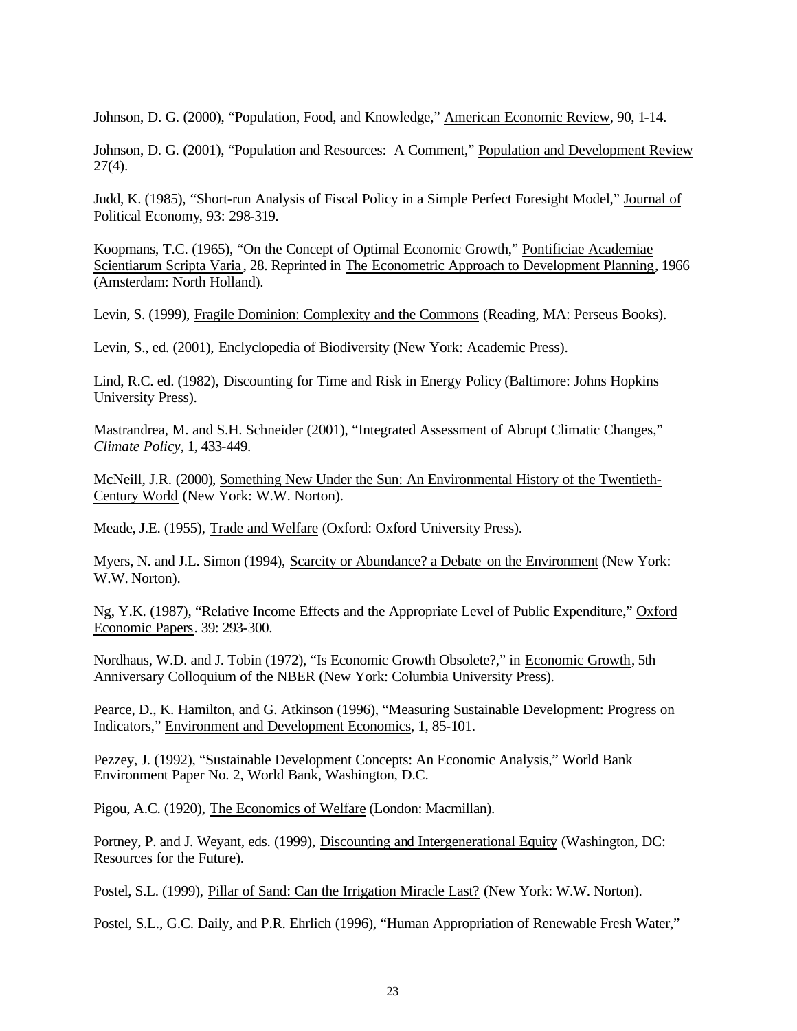Johnson, D. G. (2000), "Population, Food, and Knowledge," American Economic Review, 90, 1-14.

Johnson, D. G. (2001), "Population and Resources: A Comment," Population and Development Review 27(4).

Judd, K. (1985), "Short-run Analysis of Fiscal Policy in a Simple Perfect Foresight Model," Journal of Political Economy, 93: 298-319.

Koopmans, T.C. (1965), "On the Concept of Optimal Economic Growth," Pontificiae Academiae Scientiarum Scripta Varia, 28. Reprinted in The Econometric Approach to Development Planning, 1966 (Amsterdam: North Holland).

Levin, S. (1999), Fragile Dominion: Complexity and the Commons (Reading, MA: Perseus Books).

Levin, S., ed. (2001), Enclyclopedia of Biodiversity (New York: Academic Press).

Lind, R.C. ed. (1982), Discounting for Time and Risk in Energy Policy (Baltimore: Johns Hopkins University Press).

Mastrandrea, M. and S.H. Schneider (2001), "Integrated Assessment of Abrupt Climatic Changes," *Climate Policy*, 1, 433-449.

McNeill, J.R. (2000), Something New Under the Sun: An Environmental History of the Twentieth-Century World (New York: W.W. Norton).

Meade, J.E. (1955), Trade and Welfare (Oxford: Oxford University Press).

Myers, N. and J.L. Simon (1994), Scarcity or Abundance? a Debate on the Environment (New York: W.W. Norton).

Ng, Y.K. (1987), "Relative Income Effects and the Appropriate Level of Public Expenditure," Oxford Economic Papers. 39: 293-300.

Nordhaus, W.D. and J. Tobin (1972), "Is Economic Growth Obsolete?," in Economic Growth, 5th Anniversary Colloquium of the NBER (New York: Columbia University Press).

Pearce, D., K. Hamilton, and G. Atkinson (1996), "Measuring Sustainable Development: Progress on Indicators," Environment and Development Economics, 1, 85-101.

Pezzey, J. (1992), "Sustainable Development Concepts: An Economic Analysis," World Bank Environment Paper No. 2, World Bank, Washington, D.C.

Pigou, A.C. (1920), The Economics of Welfare (London: Macmillan).

Portney, P. and J. Weyant, eds. (1999), Discounting and Intergenerational Equity (Washington, DC: Resources for the Future).

Postel, S.L. (1999), Pillar of Sand: Can the Irrigation Miracle Last? (New York: W.W. Norton).

Postel, S.L., G.C. Daily, and P.R. Ehrlich (1996), "Human Appropriation of Renewable Fresh Water,"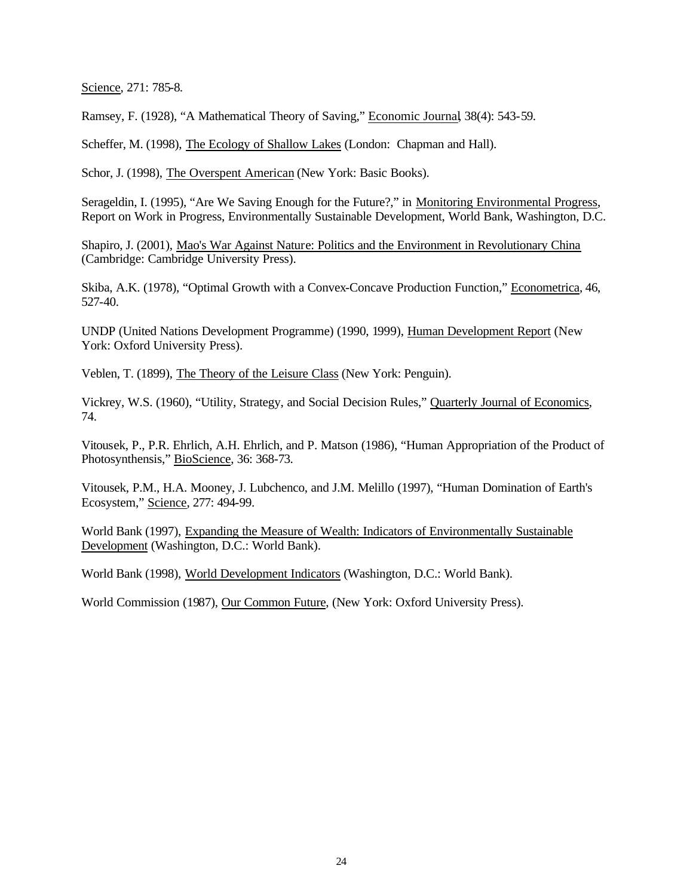Science, 271: 785-8.

Ramsey, F. (1928), "A Mathematical Theory of Saving," Economic Journal, 38(4): 543-59.

Scheffer, M. (1998), The Ecology of Shallow Lakes (London: Chapman and Hall).

Schor, J. (1998), The Overspent American (New York: Basic Books).

Serageldin, I. (1995), "Are We Saving Enough for the Future?," in Monitoring Environmental Progress, Report on Work in Progress, Environmentally Sustainable Development, World Bank, Washington, D.C.

Shapiro, J. (2001), Mao's War Against Nature: Politics and the Environment in Revolutionary China (Cambridge: Cambridge University Press).

Skiba, A.K. (1978), "Optimal Growth with a Convex-Concave Production Function," Econometrica, 46, 527-40.

UNDP (United Nations Development Programme) (1990, 1999), Human Development Report (New York: Oxford University Press).

Veblen, T. (1899), The Theory of the Leisure Class (New York: Penguin).

Vickrey, W.S. (1960), "Utility, Strategy, and Social Decision Rules," Quarterly Journal of Economics, 74.

Vitousek, P., P.R. Ehrlich, A.H. Ehrlich, and P. Matson (1986), "Human Appropriation of the Product of Photosynthensis," BioScience, 36: 368-73.

Vitousek, P.M., H.A. Mooney, J. Lubchenco, and J.M. Melillo (1997), "Human Domination of Earth's Ecosystem," Science, 277: 494-99.

World Bank (1997), Expanding the Measure of Wealth: Indicators of Environmentally Sustainable Development (Washington, D.C.: World Bank).

World Bank (1998), World Development Indicators (Washington, D.C.: World Bank).

World Commission (1987), Our Common Future, (New York: Oxford University Press).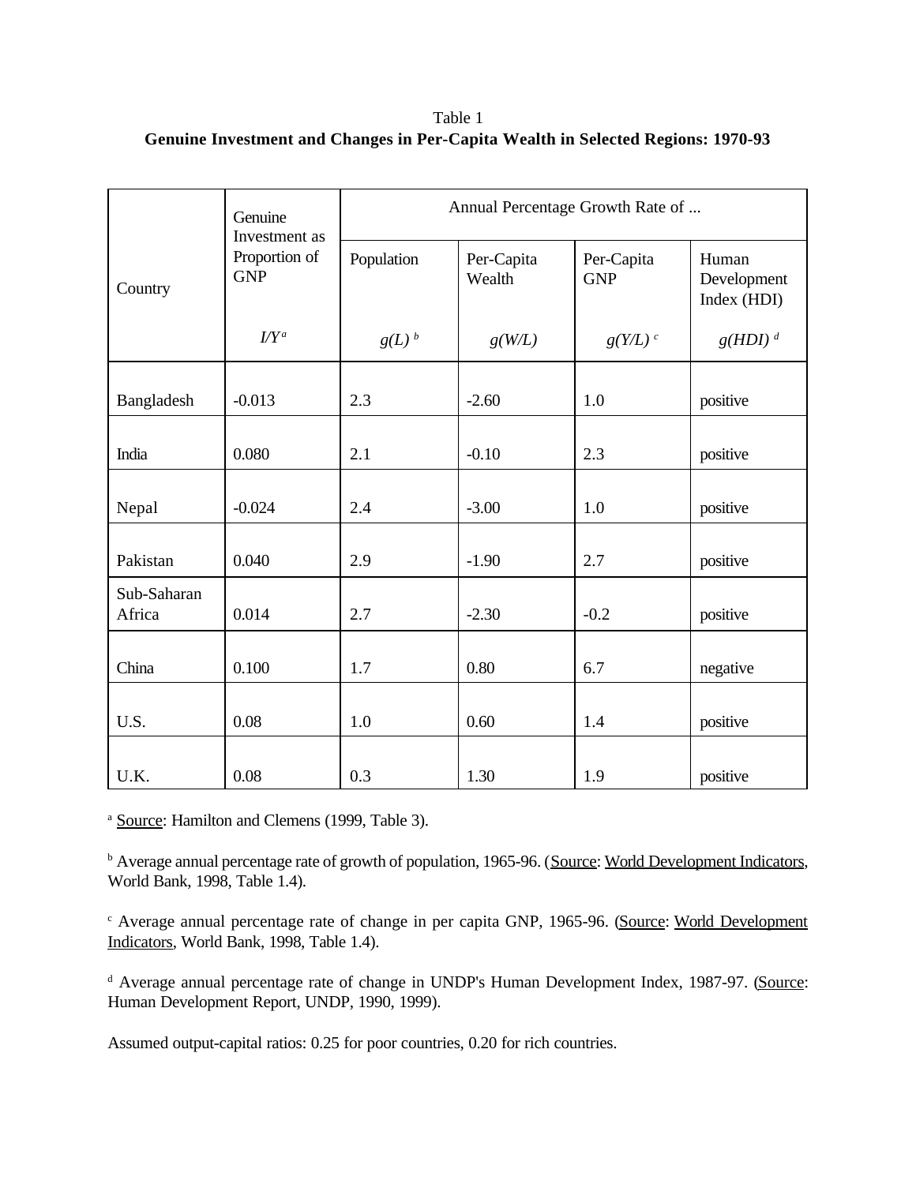Table 1

**Genuine Investment and Changes in Per-Capita Wealth in Selected Regions: 1970-93**

| Country | Genuine Investment as Proportion of GNP | Annual Percentage Growth Rate of ... | | | |
|---|---|---|---|---|---|
| | | Population | Per-Capita Wealth | Per-Capita GNP | Human Development Index (HDI) |
| | $I/Y$ [a] | $g(L)$ [b] | $g(W/L)$ | $g(Y/L)$ [c] | $g(HDI)$ [d] |
| Bangladesh | -0.013 | 2.3 | -2.60 | 1.0 | positive |
| India | 0.080 | 2.1 | -0.10 | 2.3 | positive |
| Nepal | -0.024 | 2.4 | -3.00 | 1.0 | positive |
| Pakistan | 0.040 | 2.9 | -1.90 | 2.7 | positive |
| Sub-Saharan Africa | 0.014 | 2.7 | -2.30 | -0.2 | positive |
| China | 0.100 | 1.7 | 0.80 | 6.7 | negative |
| U.S. | 0.08 | 1.0 | 0.60 | 1.4 | positive |
| U.K. | 0.08 | 0.3 | 1.30 | 1.9 | positive |

[a] Source: Hamilton and Clemens (1999, Table 3).

[b] Average annual percentage rate of growth of population, 1965-96. (Source: World Development Indicators, World Bank, 1998, Table 1.4).

[c] Average annual percentage rate of change in per capita GNP, 1965-96. (Source: World Development Indicators, World Bank, 1998, Table 1.4).

[d] Average annual percentage rate of change in UNDP's Human Development Index, 1987-97. (Source: Human Development Report, UNDP, 1990, 1999).

Assumed output-capital ratios: 0.25 for poor countries, 0.20 for rich countries.